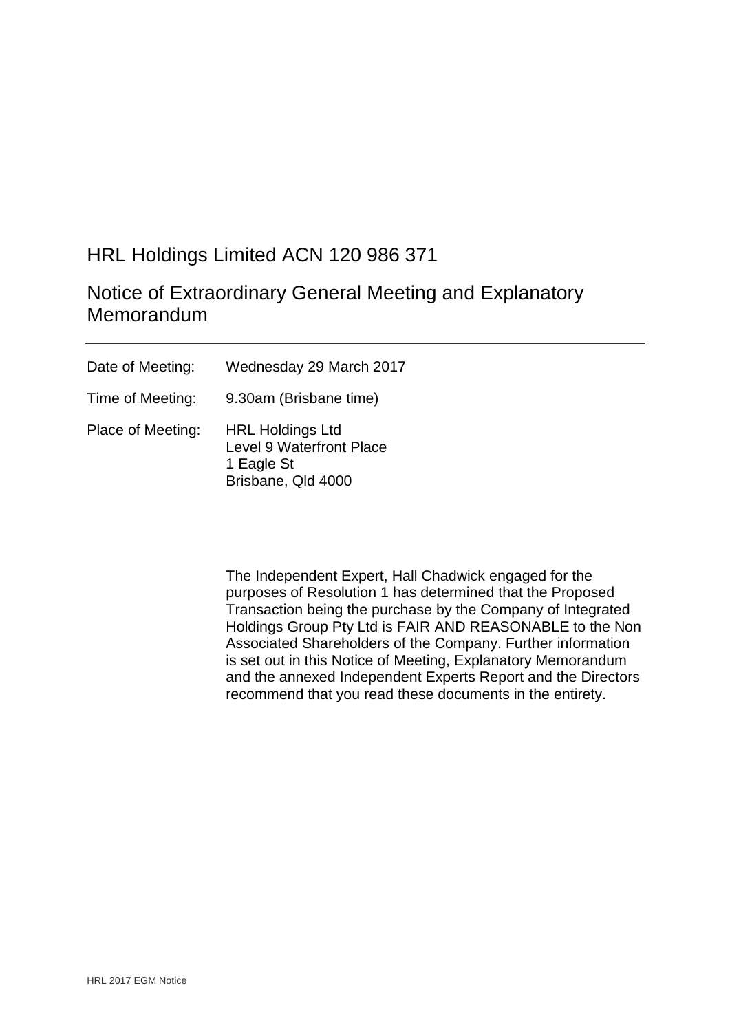# HRL Holdings Limited ACN 120 986 371

## Notice of Extraordinary General Meeting and Explanatory Memorandum

---

| | |
|---|---|
| Date of Meeting: | Wednesday 29 March 2017 |
| Time of Meeting: | 9.30am (Brisbane time) |
| Place of Meeting: | HRL Holdings Ltd<br>Level 9 Waterfront Place<br>1 Eagle St<br>Brisbane, Qld 4000 |

The Independent Expert, Hall Chadwick engaged for the purposes of Resolution 1 has determined that the Proposed Transaction being the purchase by the Company of Integrated Holdings Group Pty Ltd is FAIR AND REASONABLE to the Non Associated Shareholders of the Company. Further information is set out in this Notice of Meeting, Explanatory Memorandum and the annexed Independent Experts Report and the Directors recommend that you read these documents in the entirety.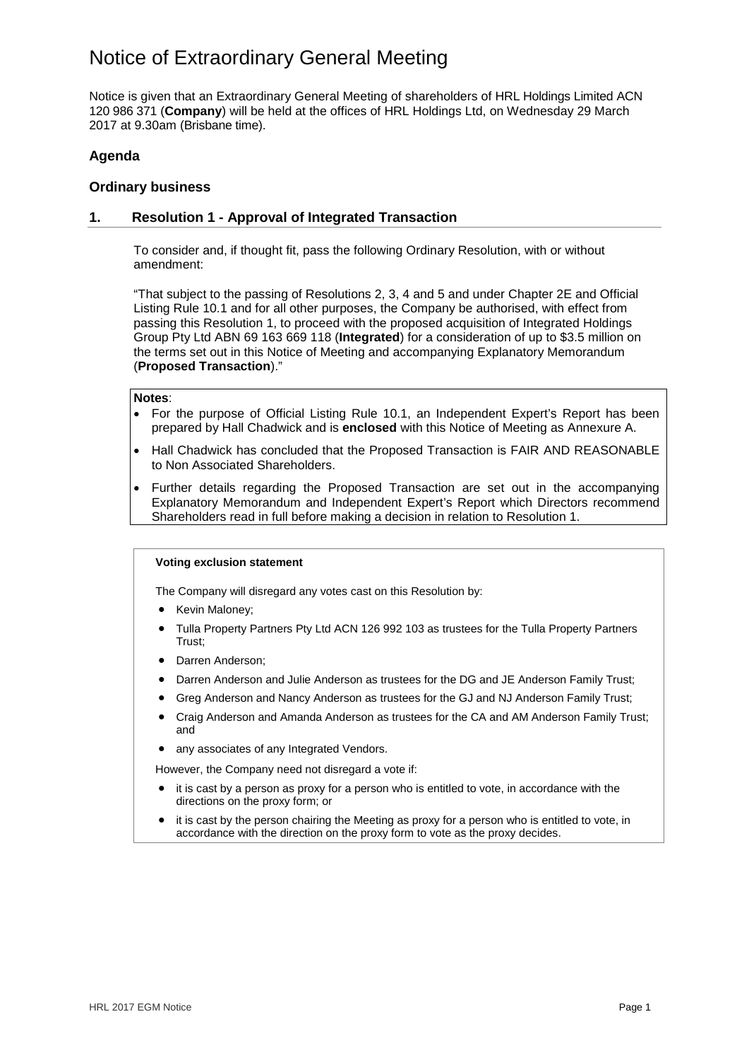# Notice of Extraordinary General Meeting

Notice is given that an Extraordinary General Meeting of shareholders of HRL Holdings Limited ACN 120 986 371 (**Company**) will be held at the offices of HRL Holdings Ltd, on Wednesday 29 March 2017 at 9.30am (Brisbane time).

### Agenda

### Ordinary business

## 1. Resolution 1 - Approval of Integrated Transaction

To consider and, if thought fit, pass the following Ordinary Resolution, with or without amendment:

"That subject to the passing of Resolutions 2, 3, 4 and 5 and under Chapter 2E and Official Listing Rule 10.1 and for all other purposes, the Company be authorised, with effect from passing this Resolution 1, to proceed with the proposed acquisition of Integrated Holdings Group Pty Ltd ABN 69 163 669 118 (**Integrated**) for a consideration of up to $3.5 million on the terms set out in this Notice of Meeting and accompanying Explanatory Memorandum (**Proposed Transaction**)."

**Notes**:

- For the purpose of Official Listing Rule 10.1, an Independent Expert's Report has been prepared by Hall Chadwick and is **enclosed** with this Notice of Meeting as Annexure A.
- Hall Chadwick has concluded that the Proposed Transaction is FAIR AND REASONABLE to Non Associated Shareholders.
- Further details regarding the Proposed Transaction are set out in the accompanying Explanatory Memorandum and Independent Expert's Report which Directors recommend Shareholders read in full before making a decision in relation to Resolution 1.

**Voting exclusion statement**

The Company will disregard any votes cast on this Resolution by:

- Kevin Maloney;
- Tulla Property Partners Pty Ltd ACN 126 992 103 as trustees for the Tulla Property Partners Trust;
- Darren Anderson;
- Darren Anderson and Julie Anderson as trustees for the DG and JE Anderson Family Trust;
- Greg Anderson and Nancy Anderson as trustees for the GJ and NJ Anderson Family Trust;
- Craig Anderson and Amanda Anderson as trustees for the CA and AM Anderson Family Trust; and
- any associates of any Integrated Vendors.

However, the Company need not disregard a vote if:

- it is cast by a person as proxy for a person who is entitled to vote, in accordance with the directions on the proxy form; or
- it is cast by the person chairing the Meeting as proxy for a person who is entitled to vote, in accordance with the direction on the proxy form to vote as the proxy decides.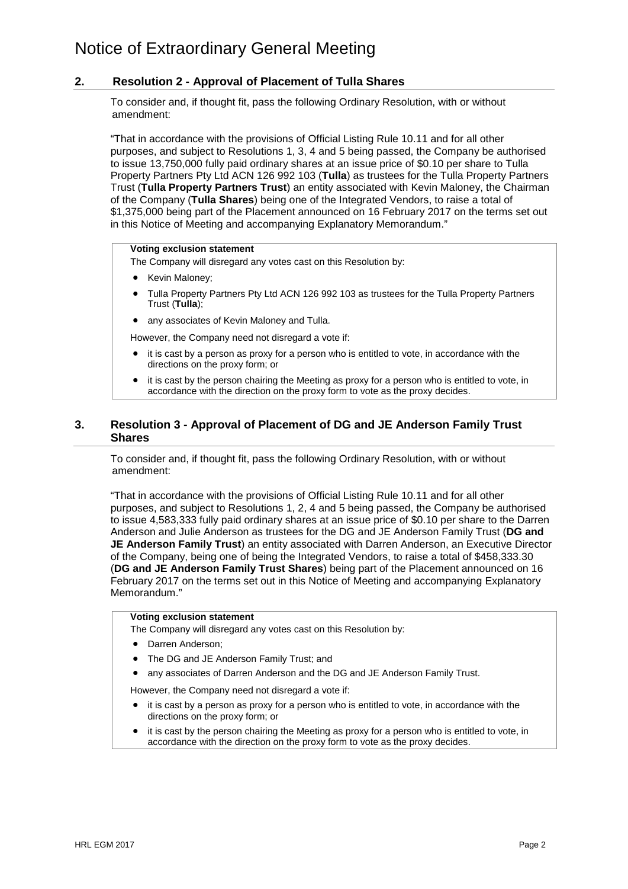## 2. Resolution 2 - Approval of Placement of Tulla Shares

To consider and, if thought fit, pass the following Ordinary Resolution, with or without amendment:

"That in accordance with the provisions of Official Listing Rule 10.11 and for all other purposes, and subject to Resolutions 1, 3, 4 and 5 being passed, the Company be authorised to issue 13,750,000 fully paid ordinary shares at an issue price of $0.10 per share to Tulla Property Partners Pty Ltd ACN 126 992 103 (**Tulla**) as trustees for the Tulla Property Partners Trust (**Tulla Property Partners Trust**) an entity associated with Kevin Maloney, the Chairman of the Company (**Tulla Shares**) being one of the Integrated Vendors, to raise a total of $1,375,000 being part of the Placement announced on 16 February 2017 on the terms set out in this Notice of Meeting and accompanying Explanatory Memorandum."

> **Voting exclusion statement**
>
> The Company will disregard any votes cast on this Resolution by:
>
> - Kevin Maloney;
> - Tulla Property Partners Pty Ltd ACN 126 992 103 as trustees for the Tulla Property Partners Trust (**Tulla**);
> - any associates of Kevin Maloney and Tulla.
>
> However, the Company need not disregard a vote if:
>
> - it is cast by a person as proxy for a person who is entitled to vote, in accordance with the directions on the proxy form; or
> - it is cast by the person chairing the Meeting as proxy for a person who is entitled to vote, in accordance with the direction on the proxy form to vote as the proxy decides.

## 3. Resolution 3 - Approval of Placement of DG and JE Anderson Family Trust Shares

To consider and, if thought fit, pass the following Ordinary Resolution, with or without amendment:

"That in accordance with the provisions of Official Listing Rule 10.11 and for all other purposes, and subject to Resolutions 1, 2, 4 and 5 being passed, the Company be authorised to issue 4,583,333 fully paid ordinary shares at an issue price of $0.10 per share to the Darren Anderson and Julie Anderson as trustees for the DG and JE Anderson Family Trust (**DG and JE Anderson Family Trust**) an entity associated with Darren Anderson, an Executive Director of the Company, being one of being the Integrated Vendors, to raise a total of $458,333.30 (**DG and JE Anderson Family Trust Shares**) being part of the Placement announced on 16 February 2017 on the terms set out in this Notice of Meeting and accompanying Explanatory Memorandum."

> **Voting exclusion statement**
>
> The Company will disregard any votes cast on this Resolution by:
>
> - Darren Anderson;
> - The DG and JE Anderson Family Trust; and
> - any associates of Darren Anderson and the DG and JE Anderson Family Trust.
>
> However, the Company need not disregard a vote if:
>
> - it is cast by a person as proxy for a person who is entitled to vote, in accordance with the directions on the proxy form; or
> - it is cast by the person chairing the Meeting as proxy for a person who is entitled to vote, in accordance with the direction on the proxy form to vote as the proxy decides.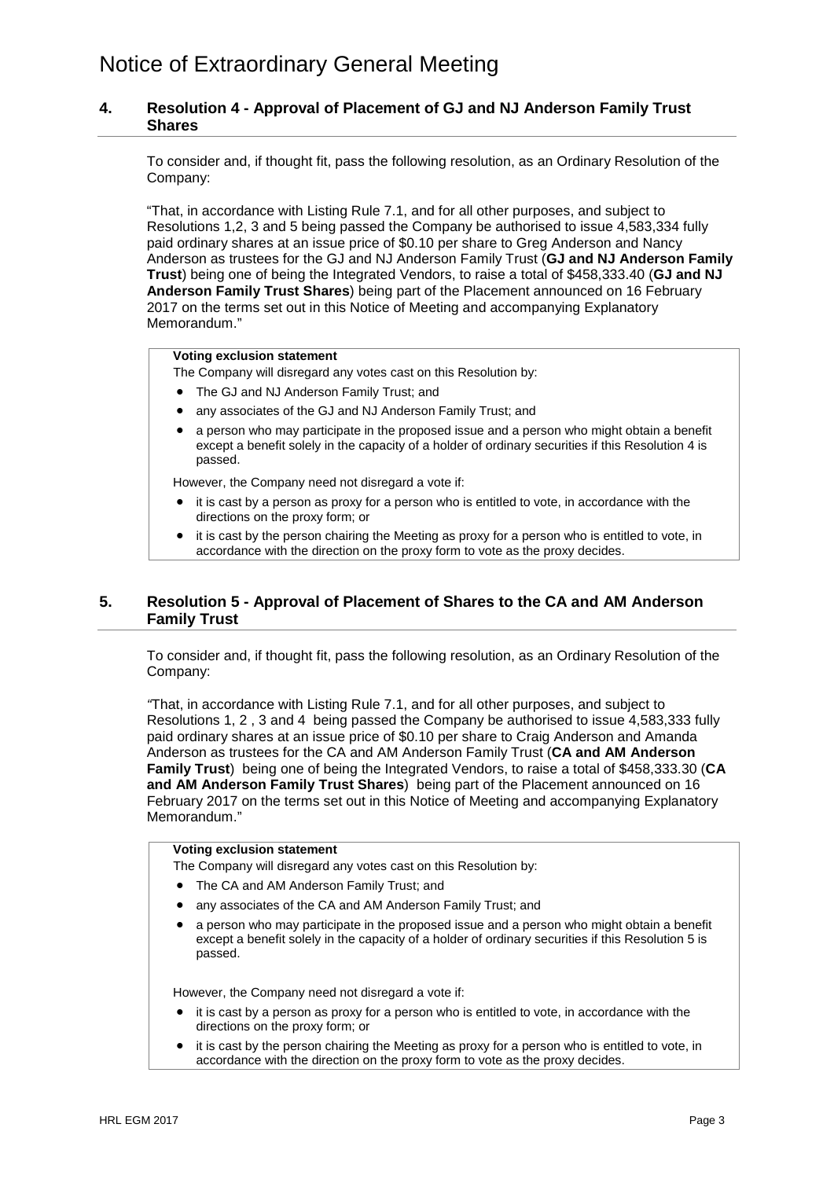# Notice of Extraordinary General Meeting

## 4. Resolution 4 - Approval of Placement of GJ and NJ Anderson Family Trust Shares

To consider and, if thought fit, pass the following resolution, as an Ordinary Resolution of the Company:

"That, in accordance with Listing Rule 7.1, and for all other purposes, and subject to Resolutions 1,2, 3 and 5 being passed the Company be authorised to issue 4,583,334 fully paid ordinary shares at an issue price of $0.10 per share to Greg Anderson and Nancy Anderson as trustees for the GJ and NJ Anderson Family Trust (**GJ and NJ Anderson Family Trust**) being one of being the Integrated Vendors, to raise a total of $458,333.40 (**GJ and NJ Anderson Family Trust Shares**) being part of the Placement announced on 16 February 2017 on the terms set out in this Notice of Meeting and accompanying Explanatory Memorandum."

**Voting exclusion statement**

The Company will disregard any votes cast on this Resolution by:

- The GJ and NJ Anderson Family Trust; and
- any associates of the GJ and NJ Anderson Family Trust; and
- a person who may participate in the proposed issue and a person who might obtain a benefit except a benefit solely in the capacity of a holder of ordinary securities if this Resolution 4 is passed.

However, the Company need not disregard a vote if:

- it is cast by a person as proxy for a person who is entitled to vote, in accordance with the directions on the proxy form; or
- it is cast by the person chairing the Meeting as proxy for a person who is entitled to vote, in accordance with the direction on the proxy form to vote as the proxy decides.

## 5. Resolution 5 - Approval of Placement of Shares to the CA and AM Anderson Family Trust

To consider and, if thought fit, pass the following resolution, as an Ordinary Resolution of the Company:

"That, in accordance with Listing Rule 7.1, and for all other purposes, and subject to Resolutions 1, 2 , 3 and 4 being passed the Company be authorised to issue 4,583,333 fully paid ordinary shares at an issue price of $0.10 per share to Craig Anderson and Amanda Anderson as trustees for the CA and AM Anderson Family Trust (**CA and AM Anderson Family Trust**) being one of being the Integrated Vendors, to raise a total of $458,333.30 (**CA and AM Anderson Family Trust Shares**) being part of the Placement announced on 16 February 2017 on the terms set out in this Notice of Meeting and accompanying Explanatory Memorandum."

**Voting exclusion statement**

The Company will disregard any votes cast on this Resolution by:

- The CA and AM Anderson Family Trust; and
- any associates of the CA and AM Anderson Family Trust; and
- a person who may participate in the proposed issue and a person who might obtain a benefit except a benefit solely in the capacity of a holder of ordinary securities if this Resolution 5 is passed.

However, the Company need not disregard a vote if:

- it is cast by a person as proxy for a person who is entitled to vote, in accordance with the directions on the proxy form; or
- it is cast by the person chairing the Meeting as proxy for a person who is entitled to vote, in accordance with the direction on the proxy form to vote as the proxy decides.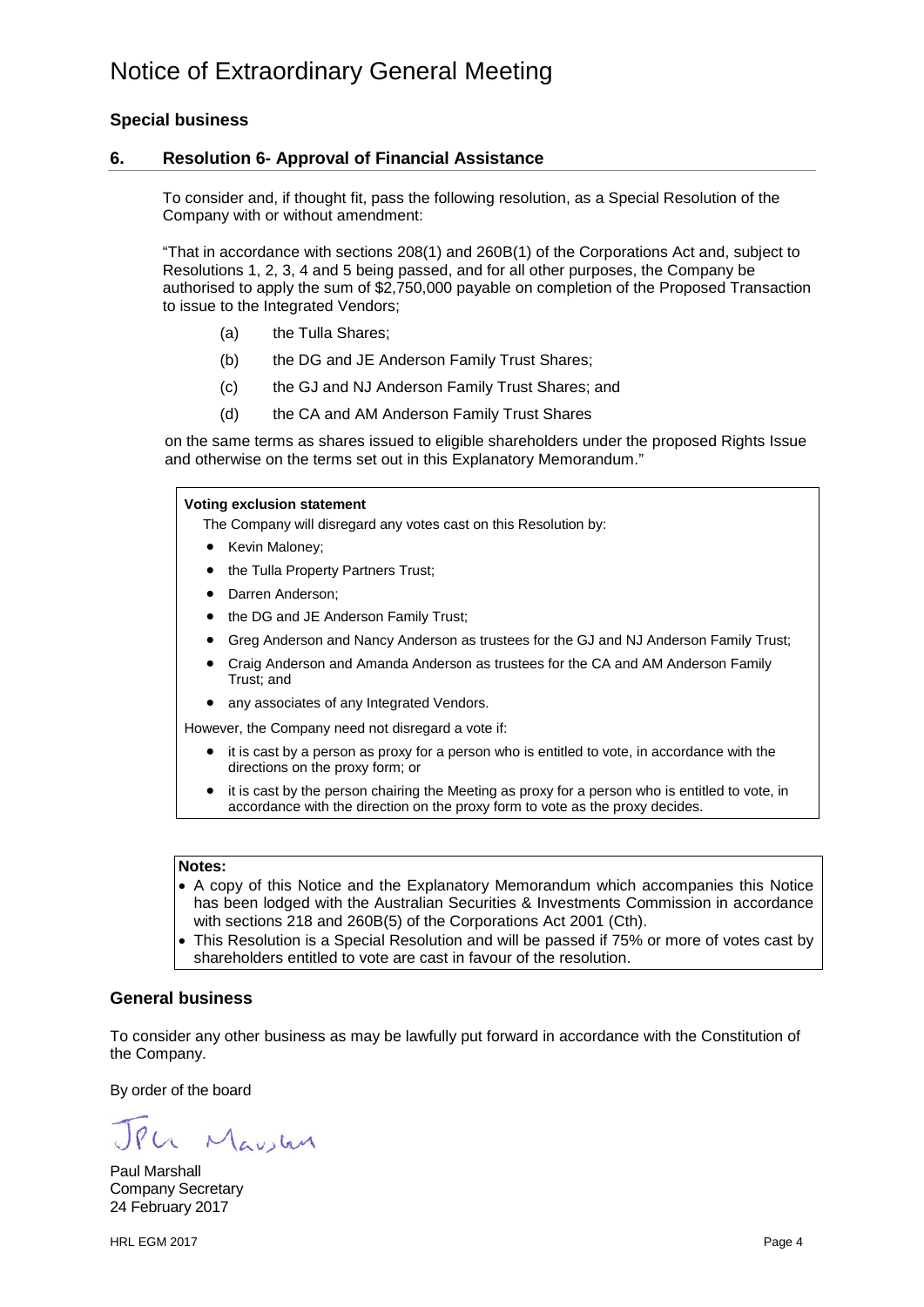# Notice of Extraordinary General Meeting

### Special business

### 6. Resolution 6- Approval of Financial Assistance

To consider and, if thought fit, pass the following resolution, as a Special Resolution of the Company with or without amendment:

"That in accordance with sections 208(1) and 260B(1) of the Corporations Act and, subject to Resolutions 1, 2, 3, 4 and 5 being passed, and for all other purposes, the Company be authorised to apply the sum of $2,750,000 payable on completion of the Proposed Transaction to issue to the Integrated Vendors;

(a) the Tulla Shares;

(b) the DG and JE Anderson Family Trust Shares;

(c) the GJ and NJ Anderson Family Trust Shares; and

(d) the CA and AM Anderson Family Trust Shares

on the same terms as shares issued to eligible shareholders under the proposed Rights Issue and otherwise on the terms set out in this Explanatory Memorandum."

**Voting exclusion statement**

The Company will disregard any votes cast on this Resolution by:

- Kevin Maloney;
- the Tulla Property Partners Trust;
- Darren Anderson;
- the DG and JE Anderson Family Trust;
- Greg Anderson and Nancy Anderson as trustees for the GJ and NJ Anderson Family Trust;
- Craig Anderson and Amanda Anderson as trustees for the CA and AM Anderson Family Trust; and
- any associates of any Integrated Vendors.

However, the Company need not disregard a vote if:

- it is cast by a person as proxy for a person who is entitled to vote, in accordance with the directions on the proxy form; or
- it is cast by the person chairing the Meeting as proxy for a person who is entitled to vote, in accordance with the direction on the proxy form to vote as the proxy decides.

**Notes:**

- A copy of this Notice and the Explanatory Memorandum which accompanies this Notice has been lodged with the Australian Securities & Investments Commission in accordance with sections 218 and 260B(5) of the Corporations Act 2001 (Cth).
- This Resolution is a Special Resolution and will be passed if 75% or more of votes cast by shareholders entitled to vote are cast in favour of the resolution.

### General business

To consider any other business as may be lawfully put forward in accordance with the Constitution of the Company.

By order of the board

Paul Marshall
Company Secretary
24 February 2017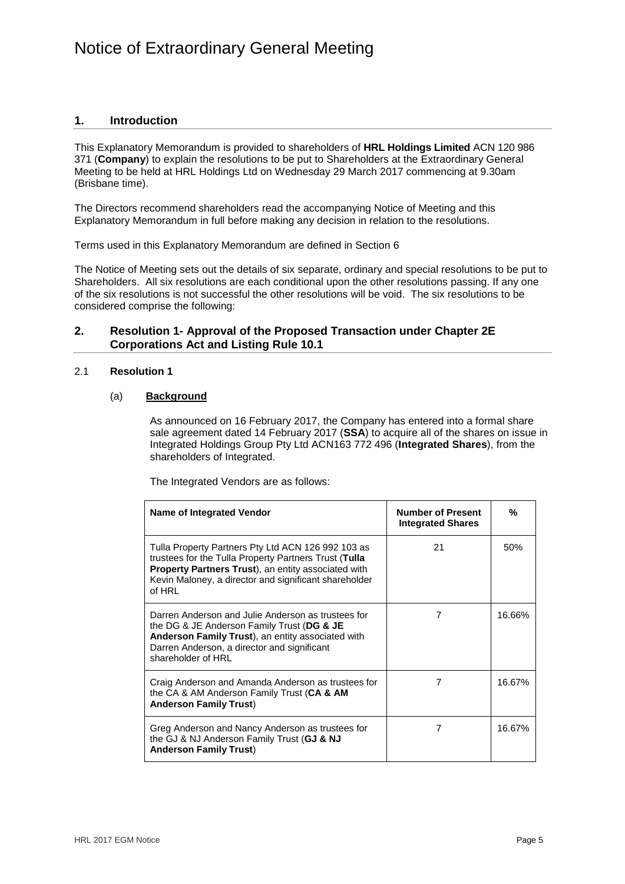# Notice of Extraordinary General Meeting

## 1. Introduction

This Explanatory Memorandum is provided to shareholders of **HRL Holdings Limited** ACN 120 986 371 (**Company**) to explain the resolutions to be put to Shareholders at the Extraordinary General Meeting to be held at HRL Holdings Ltd on Wednesday 29 March 2017 commencing at 9.30am (Brisbane time).

The Directors recommend shareholders read the accompanying Notice of Meeting and this Explanatory Memorandum in full before making any decision in relation to the resolutions.

Terms used in this Explanatory Memorandum are defined in Section 6

The Notice of Meeting sets out the details of six separate, ordinary and special resolutions to be put to Shareholders. All six resolutions are each conditional upon the other resolutions passing. If any one of the six resolutions is not successful the other resolutions will be void. The six resolutions to be considered comprise the following:

## 2. Resolution 1- Approval of the Proposed Transaction under Chapter 2E Corporations Act and Listing Rule 10.1

### 2.1 Resolution 1

#### (a) Background

As announced on 16 February 2017, the Company has entered into a formal share sale agreement dated 14 February 2017 (**SSA**) to acquire all of the shares on issue in Integrated Holdings Group Pty Ltd ACN163 772 496 (**Integrated Shares**), from the shareholders of Integrated.

The Integrated Vendors are as follows:

| Name of Integrated Vendor | Number of Present Integrated Shares | % |
|---|---|---|
| Tulla Property Partners Pty Ltd ACN 126 992 103 as trustees for the Tulla Property Partners Trust (**Tulla Property Partners Trust**), an entity associated with Kevin Maloney, a director and significant shareholder of HRL | 21 | 50% |
| Darren Anderson and Julie Anderson as trustees for the DG & JE Anderson Family Trust (**DG & JE Anderson Family Trust**), an entity associated with Darren Anderson, a director and significant shareholder of HRL | 7 | 16.66% |
| Craig Anderson and Amanda Anderson as trustees for the CA & AM Anderson Family Trust (**CA & AM Anderson Family Trust**) | 7 | 16.67% |
| Greg Anderson and Nancy Anderson as trustees for the GJ & NJ Anderson Family Trust (**GJ & NJ Anderson Family Trust**) | 7 | 16.67% |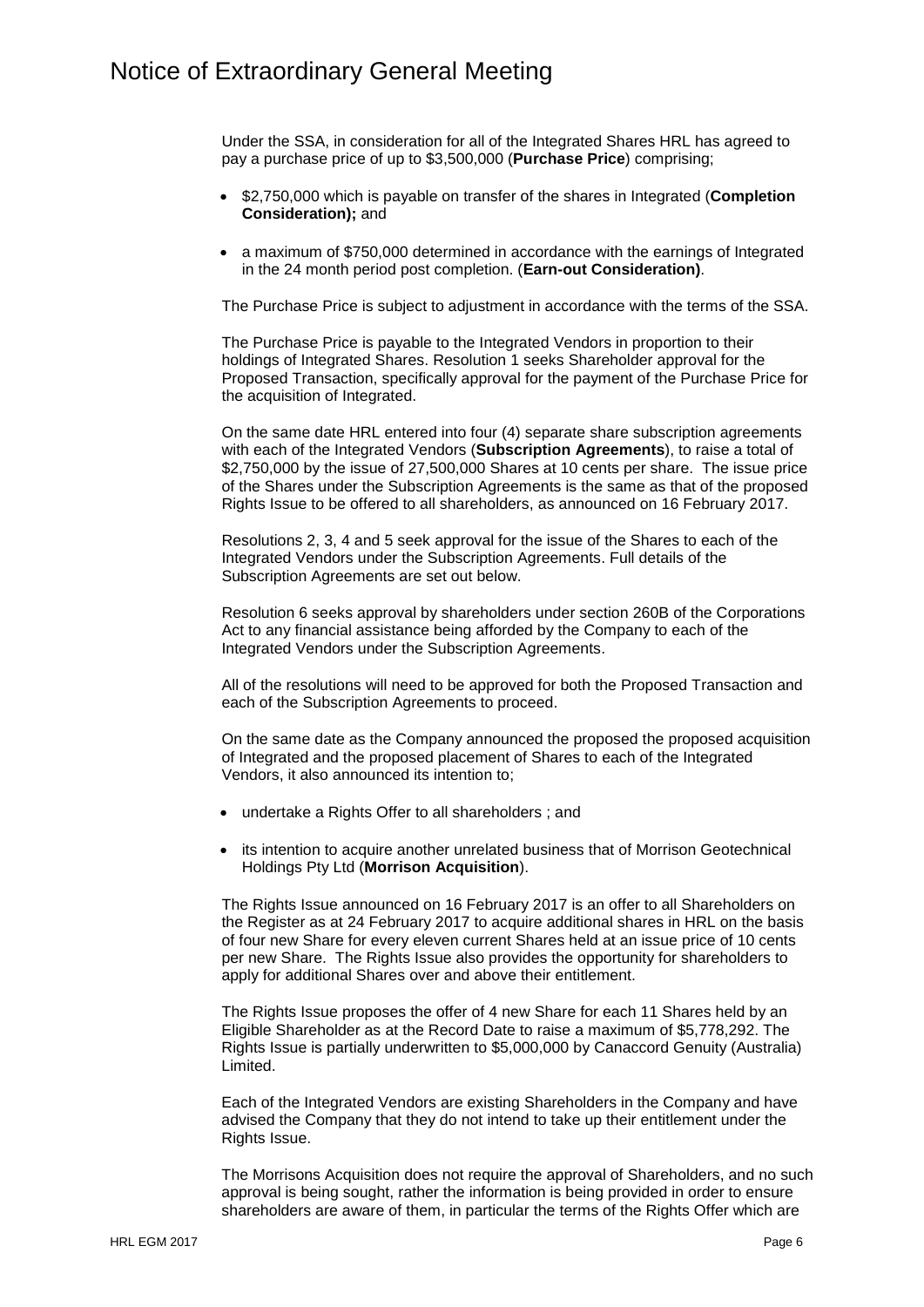Under the SSA, in consideration for all of the Integrated Shares HRL has agreed to pay a purchase price of up to $3,500,000 (**Purchase Price**) comprising;

- $2,750,000 which is payable on transfer of the shares in Integrated (**Completion Consideration);** and
- a maximum of $750,000 determined in accordance with the earnings of Integrated in the 24 month period post completion. (**Earn-out Consideration)**.

The Purchase Price is subject to adjustment in accordance with the terms of the SSA.

The Purchase Price is payable to the Integrated Vendors in proportion to their holdings of Integrated Shares. Resolution 1 seeks Shareholder approval for the Proposed Transaction, specifically approval for the payment of the Purchase Price for the acquisition of Integrated.

On the same date HRL entered into four (4) separate share subscription agreements with each of the Integrated Vendors (**Subscription Agreements**), to raise a total of $2,750,000 by the issue of 27,500,000 Shares at 10 cents per share. The issue price of the Shares under the Subscription Agreements is the same as that of the proposed Rights Issue to be offered to all shareholders, as announced on 16 February 2017.

Resolutions 2, 3, 4 and 5 seek approval for the issue of the Shares to each of the Integrated Vendors under the Subscription Agreements. Full details of the Subscription Agreements are set out below.

Resolution 6 seeks approval by shareholders under section 260B of the Corporations Act to any financial assistance being afforded by the Company to each of the Integrated Vendors under the Subscription Agreements.

All of the resolutions will need to be approved for both the Proposed Transaction and each of the Subscription Agreements to proceed.

On the same date as the Company announced the proposed the proposed acquisition of Integrated and the proposed placement of Shares to each of the Integrated Vendors, it also announced its intention to;

- undertake a Rights Offer to all shareholders ; and
- its intention to acquire another unrelated business that of Morrison Geotechnical Holdings Pty Ltd (**Morrison Acquisition**).

The Rights Issue announced on 16 February 2017 is an offer to all Shareholders on the Register as at 24 February 2017 to acquire additional shares in HRL on the basis of four new Share for every eleven current Shares held at an issue price of 10 cents per new Share. The Rights Issue also provides the opportunity for shareholders to apply for additional Shares over and above their entitlement.

The Rights Issue proposes the offer of 4 new Share for each 11 Shares held by an Eligible Shareholder as at the Record Date to raise a maximum of $5,778,292. The Rights Issue is partially underwritten to $5,000,000 by Canaccord Genuity (Australia) Limited.

Each of the Integrated Vendors are existing Shareholders in the Company and have advised the Company that they do not intend to take up their entitlement under the Rights Issue.

The Morrisons Acquisition does not require the approval of Shareholders, and no such approval is being sought, rather the information is being provided in order to ensure shareholders are aware of them, in particular the terms of the Rights Offer which are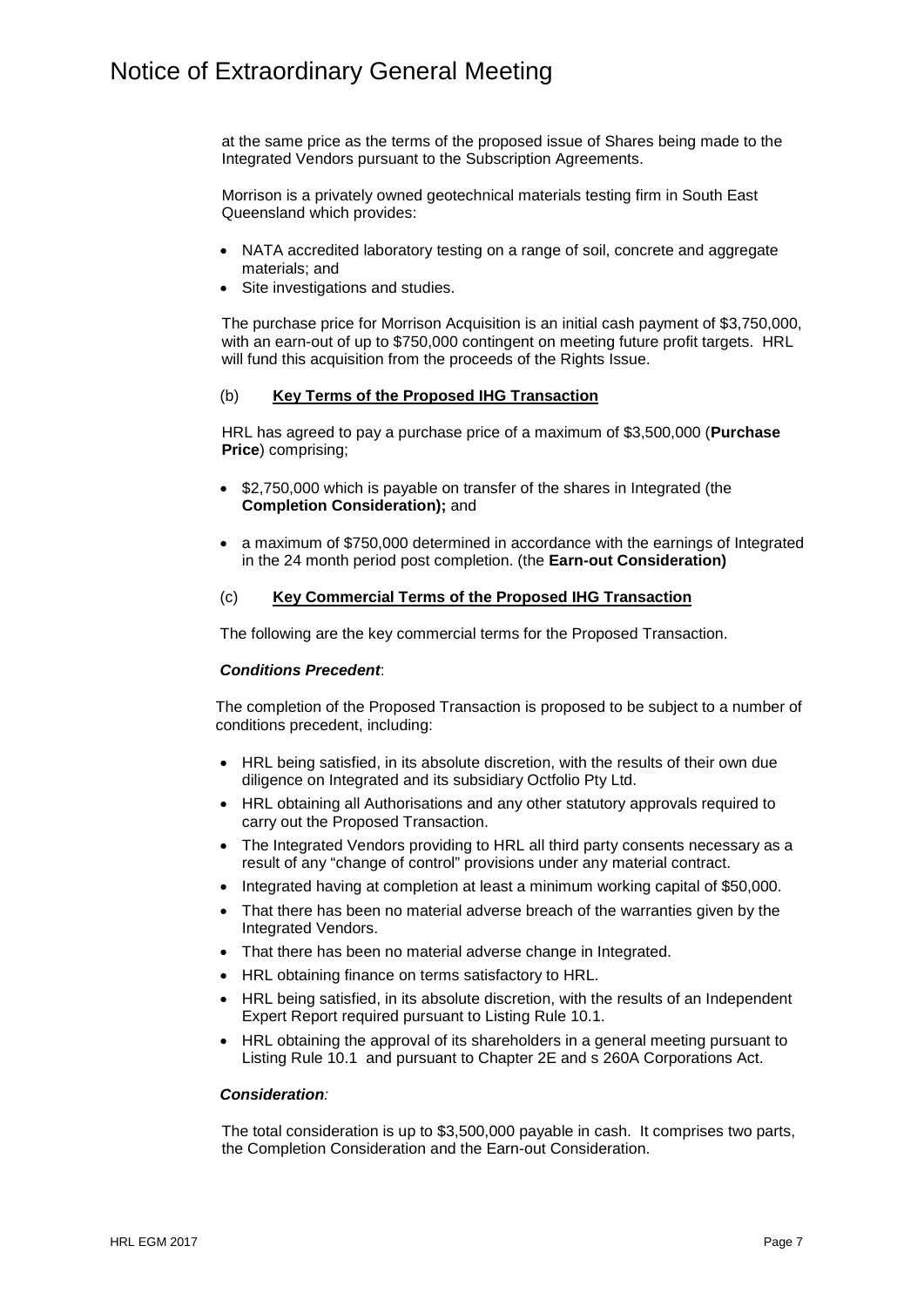at the same price as the terms of the proposed issue of Shares being made to the Integrated Vendors pursuant to the Subscription Agreements.

Morrison is a privately owned geotechnical materials testing firm in South East Queensland which provides:

- NATA accredited laboratory testing on a range of soil, concrete and aggregate materials; and
- Site investigations and studies.

The purchase price for Morrison Acquisition is an initial cash payment of $3,750,000, with an earn-out of up to $750,000 contingent on meeting future profit targets. HRL will fund this acquisition from the proceeds of the Rights Issue.

(b) **Key Terms of the Proposed IHG Transaction**

HRL has agreed to pay a purchase price of a maximum of $3,500,000 (**Purchase Price**) comprising;

- $2,750,000 which is payable on transfer of the shares in Integrated (the **Completion Consideration);** and
- a maximum of $750,000 determined in accordance with the earnings of Integrated in the 24 month period post completion. (the **Earn-out Consideration)**

(c) **Key Commercial Terms of the Proposed IHG Transaction**

The following are the key commercial terms for the Proposed Transaction.

***Conditions Precedent***:

The completion of the Proposed Transaction is proposed to be subject to a number of conditions precedent, including:

- HRL being satisfied, in its absolute discretion, with the results of their own due diligence on Integrated and its subsidiary Octfolio Pty Ltd.
- HRL obtaining all Authorisations and any other statutory approvals required to carry out the Proposed Transaction.
- The Integrated Vendors providing to HRL all third party consents necessary as a result of any "change of control" provisions under any material contract.
- Integrated having at completion at least a minimum working capital of $50,000.
- That there has been no material adverse breach of the warranties given by the Integrated Vendors.
- That there has been no material adverse change in Integrated.
- HRL obtaining finance on terms satisfactory to HRL.
- HRL being satisfied, in its absolute discretion, with the results of an Independent Expert Report required pursuant to Listing Rule 10.1.
- HRL obtaining the approval of its shareholders in a general meeting pursuant to Listing Rule 10.1 and pursuant to Chapter 2E and s 260A Corporations Act.

***Consideration:***

The total consideration is up to $3,500,000 payable in cash. It comprises two parts, the Completion Consideration and the Earn-out Consideration.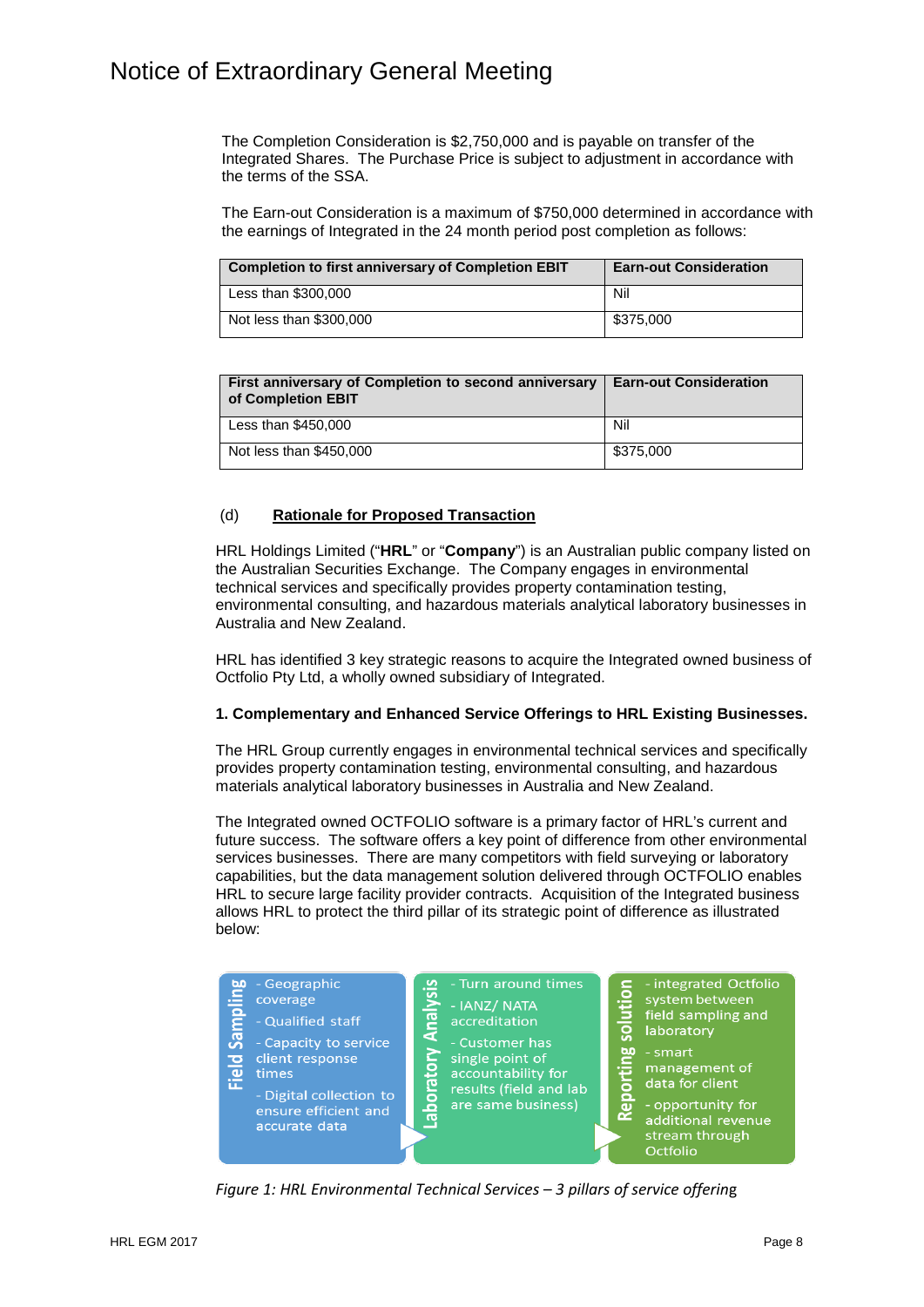The Completion Consideration is $2,750,000 and is payable on transfer of the Integrated Shares. The Purchase Price is subject to adjustment in accordance with the terms of the SSA.

The Earn-out Consideration is a maximum of $750,000 determined in accordance with the earnings of Integrated in the 24 month period post completion as follows:

| Completion to first anniversary of Completion EBIT | Earn-out Consideration |
|---|---|
| Less than $300,000 | Nil |
| Not less than $300,000 | $375,000 |

| First anniversary of Completion to second anniversary of Completion EBIT | Earn-out Consideration |
|---|---|
| Less than $450,000 | Nil |
| Not less than $450,000 | $375,000 |

(d) **Rationale for Proposed Transaction**

HRL Holdings Limited ("**HRL**" or "**Company**") is an Australian public company listed on the Australian Securities Exchange. The Company engages in environmental technical services and specifically provides property contamination testing, environmental consulting, and hazardous materials analytical laboratory businesses in Australia and New Zealand.

HRL has identified 3 key strategic reasons to acquire the Integrated owned business of Octfolio Pty Ltd, a wholly owned subsidiary of Integrated.

**1. Complementary and Enhanced Service Offerings to HRL Existing Businesses.**

The HRL Group currently engages in environmental technical services and specifically provides property contamination testing, environmental consulting, and hazardous materials analytical laboratory businesses in Australia and New Zealand.

The Integrated owned OCTFOLIO software is a primary factor of HRL's current and future success. The software offers a key point of difference from other environmental services businesses. There are many competitors with field surveying or laboratory capabilities, but the data management solution delivered through OCTFOLIO enables HRL to secure large facility provider contracts. Acquisition of the Integrated business allows HRL to protect the third pillar of its strategic point of difference as illustrated below:

**Field Sampling**
- Geographic coverage
- Qualified staff
- Capacity to service client response times
- Digital collection to ensure efficient and accurate data

**Laboratory Analysis**
- Turn around times
- IANZ/ NATA accreditation
- Customer has single point of accountability for results (field and lab are same business)

**Reporting solution**
- integrated Octfolio system between field sampling and laboratory
- smart management of data for client
- opportunity for additional revenue stream through Octfolio

*Figure 1: HRL Environmental Technical Services – 3 pillars of service offering*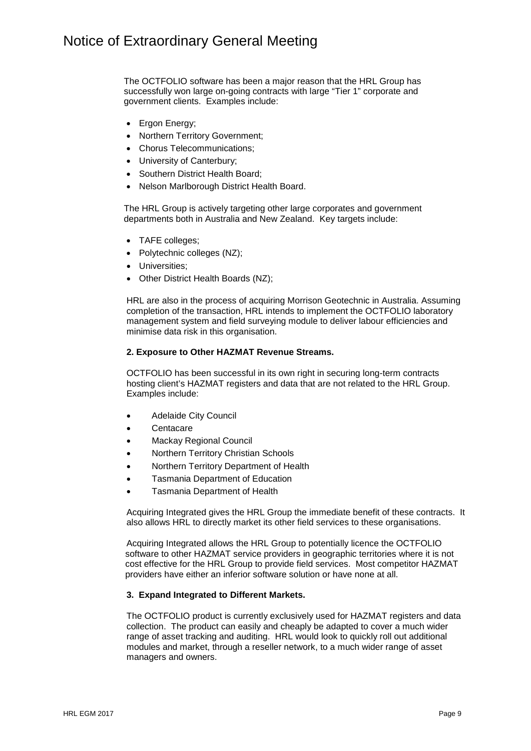The OCTFOLIO software has been a major reason that the HRL Group has successfully won large on-going contracts with large "Tier 1" corporate and government clients. Examples include:

- Ergon Energy;
- Northern Territory Government;
- Chorus Telecommunications;
- University of Canterbury;
- Southern District Health Board;
- Nelson Marlborough District Health Board.

The HRL Group is actively targeting other large corporates and government departments both in Australia and New Zealand. Key targets include:

- TAFE colleges;
- Polytechnic colleges (NZ);
- Universities;
- Other District Health Boards (NZ);

HRL are also in the process of acquiring Morrison Geotechnic in Australia. Assuming completion of the transaction, HRL intends to implement the OCTFOLIO laboratory management system and field surveying module to deliver labour efficiencies and minimise data risk in this organisation.

**2. Exposure to Other HAZMAT Revenue Streams.**

OCTFOLIO has been successful in its own right in securing long-term contracts hosting client's HAZMAT registers and data that are not related to the HRL Group. Examples include:

- Adelaide City Council
- Centacare
- Mackay Regional Council
- Northern Territory Christian Schools
- Northern Territory Department of Health
- Tasmania Department of Education
- Tasmania Department of Health

Acquiring Integrated gives the HRL Group the immediate benefit of these contracts. It also allows HRL to directly market its other field services to these organisations.

Acquiring Integrated allows the HRL Group to potentially licence the OCTFOLIO software to other HAZMAT service providers in geographic territories where it is not cost effective for the HRL Group to provide field services. Most competitor HAZMAT providers have either an inferior software solution or have none at all.

**3. Expand Integrated to Different Markets.**

The OCTFOLIO product is currently exclusively used for HAZMAT registers and data collection. The product can easily and cheaply be adapted to cover a much wider range of asset tracking and auditing. HRL would look to quickly roll out additional modules and market, through a reseller network, to a much wider range of asset managers and owners.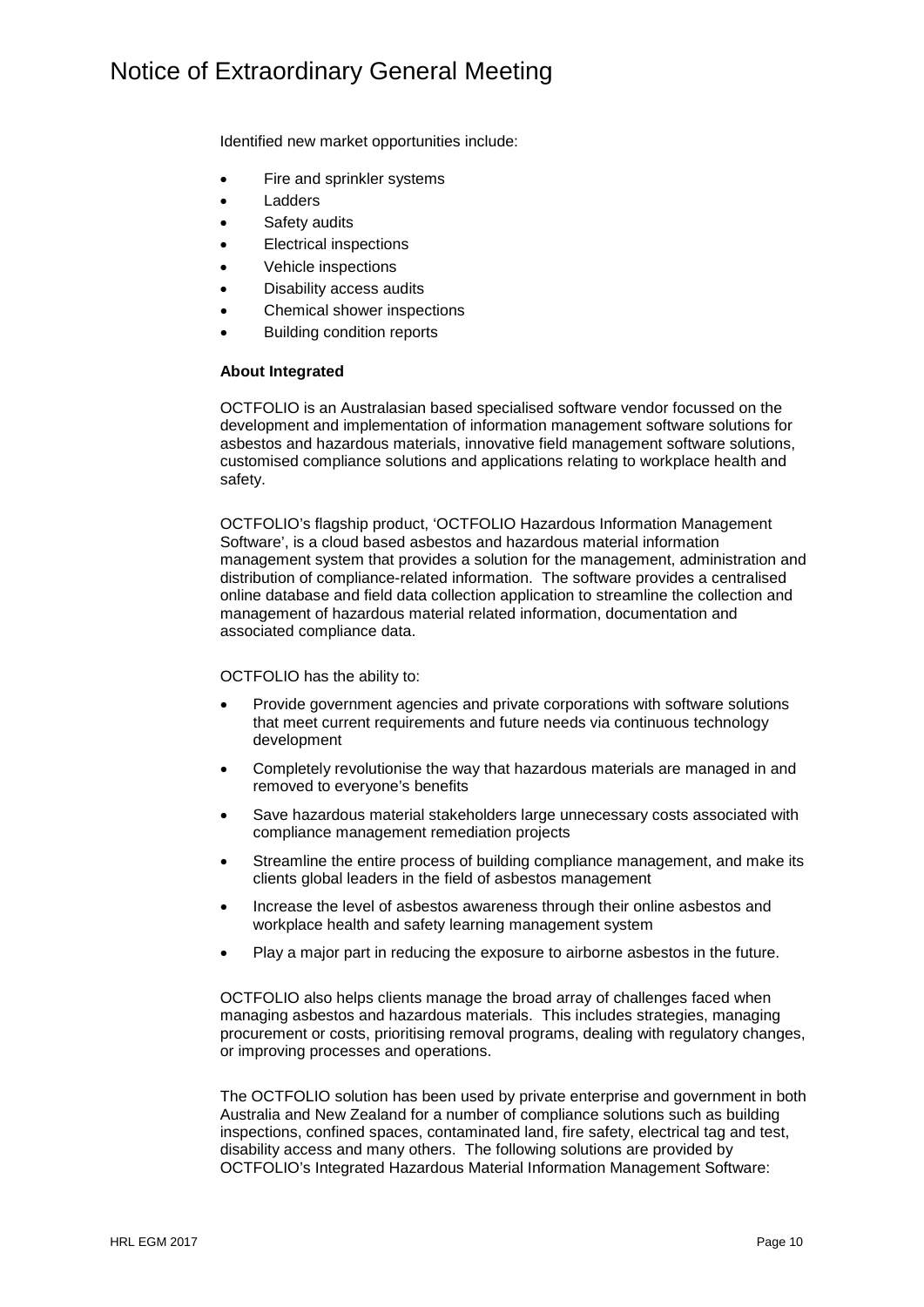Identified new market opportunities include:

- Fire and sprinkler systems
- Ladders
- Safety audits
- Electrical inspections
- Vehicle inspections
- Disability access audits
- Chemical shower inspections
- Building condition reports

**About Integrated**

OCTFOLIO is an Australasian based specialised software vendor focussed on the development and implementation of information management software solutions for asbestos and hazardous materials, innovative field management software solutions, customised compliance solutions and applications relating to workplace health and safety.

OCTFOLIO's flagship product, 'OCTFOLIO Hazardous Information Management Software', is a cloud based asbestos and hazardous material information management system that provides a solution for the management, administration and distribution of compliance-related information. The software provides a centralised online database and field data collection application to streamline the collection and management of hazardous material related information, documentation and associated compliance data.

OCTFOLIO has the ability to:

- Provide government agencies and private corporations with software solutions that meet current requirements and future needs via continuous technology development
- Completely revolutionise the way that hazardous materials are managed in and removed to everyone's benefits
- Save hazardous material stakeholders large unnecessary costs associated with compliance management remediation projects
- Streamline the entire process of building compliance management, and make its clients global leaders in the field of asbestos management
- Increase the level of asbestos awareness through their online asbestos and workplace health and safety learning management system
- Play a major part in reducing the exposure to airborne asbestos in the future.

OCTFOLIO also helps clients manage the broad array of challenges faced when managing asbestos and hazardous materials. This includes strategies, managing procurement or costs, prioritising removal programs, dealing with regulatory changes, or improving processes and operations.

The OCTFOLIO solution has been used by private enterprise and government in both Australia and New Zealand for a number of compliance solutions such as building inspections, confined spaces, contaminated land, fire safety, electrical tag and test, disability access and many others. The following solutions are provided by OCTFOLIO's Integrated Hazardous Material Information Management Software: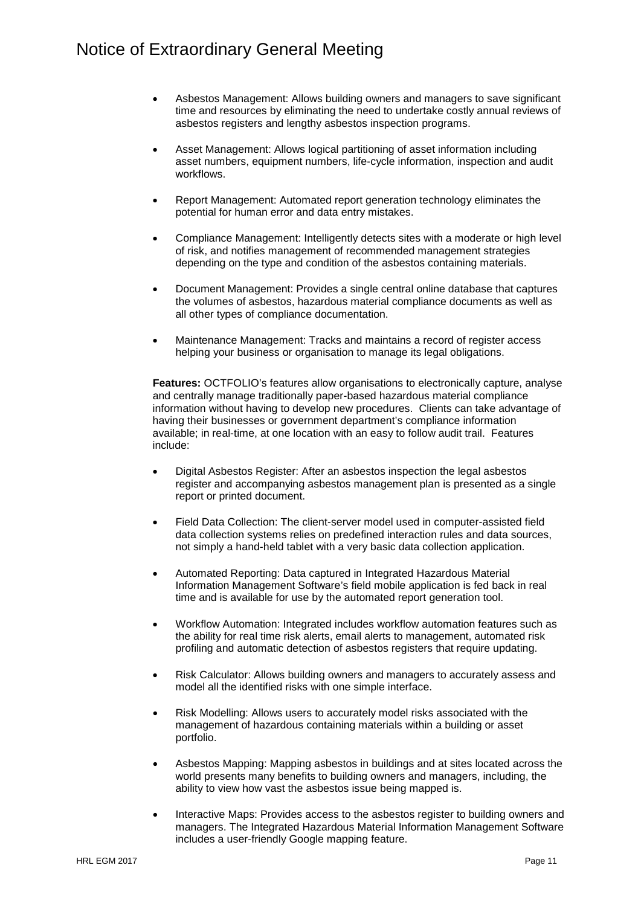- Asbestos Management: Allows building owners and managers to save significant time and resources by eliminating the need to undertake costly annual reviews of asbestos registers and lengthy asbestos inspection programs.

- Asset Management: Allows logical partitioning of asset information including asset numbers, equipment numbers, life-cycle information, inspection and audit workflows.

- Report Management: Automated report generation technology eliminates the potential for human error and data entry mistakes.

- Compliance Management: Intelligently detects sites with a moderate or high level of risk, and notifies management of recommended management strategies depending on the type and condition of the asbestos containing materials.

- Document Management: Provides a single central online database that captures the volumes of asbestos, hazardous material compliance documents as well as all other types of compliance documentation.

- Maintenance Management: Tracks and maintains a record of register access helping your business or organisation to manage its legal obligations.

**Features:** OCTFOLIO's features allow organisations to electronically capture, analyse and centrally manage traditionally paper-based hazardous material compliance information without having to develop new procedures. Clients can take advantage of having their businesses or government department's compliance information available; in real-time, at one location with an easy to follow audit trail. Features include:

- Digital Asbestos Register: After an asbestos inspection the legal asbestos register and accompanying asbestos management plan is presented as a single report or printed document.

- Field Data Collection: The client-server model used in computer-assisted field data collection systems relies on predefined interaction rules and data sources, not simply a hand-held tablet with a very basic data collection application.

- Automated Reporting: Data captured in Integrated Hazardous Material Information Management Software's field mobile application is fed back in real time and is available for use by the automated report generation tool.

- Workflow Automation: Integrated includes workflow automation features such as the ability for real time risk alerts, email alerts to management, automated risk profiling and automatic detection of asbestos registers that require updating.

- Risk Calculator: Allows building owners and managers to accurately assess and model all the identified risks with one simple interface.

- Risk Modelling: Allows users to accurately model risks associated with the management of hazardous containing materials within a building or asset portfolio.

- Asbestos Mapping: Mapping asbestos in buildings and at sites located across the world presents many benefits to building owners and managers, including, the ability to view how vast the asbestos issue being mapped is.

- Interactive Maps: Provides access to the asbestos register to building owners and managers. The Integrated Hazardous Material Information Management Software includes a user-friendly Google mapping feature.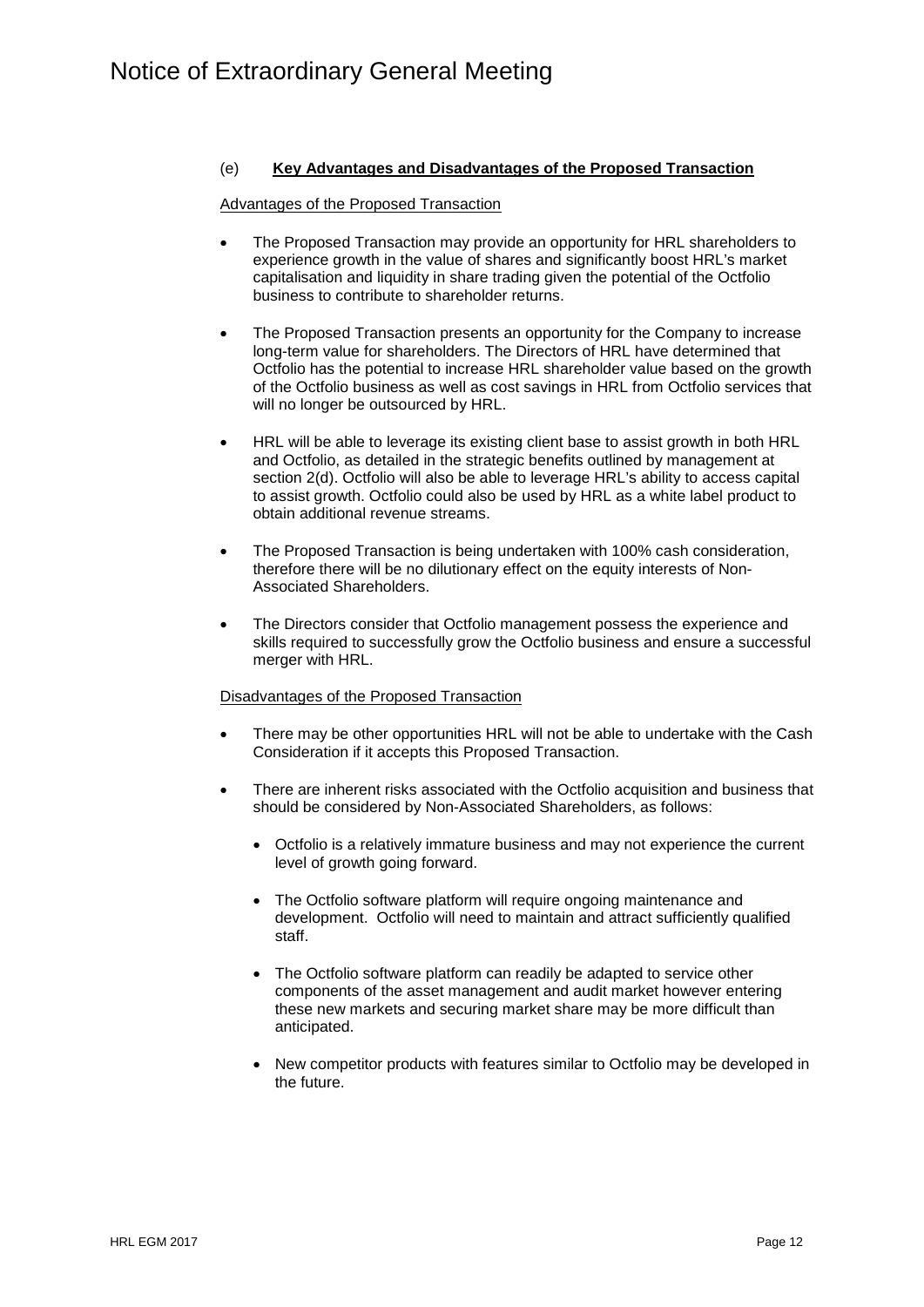### (e) **Key Advantages and Disadvantages of the Proposed Transaction**

Advantages of the Proposed Transaction

- The Proposed Transaction may provide an opportunity for HRL shareholders to experience growth in the value of shares and significantly boost HRL's market capitalisation and liquidity in share trading given the potential of the Octfolio business to contribute to shareholder returns.
- The Proposed Transaction presents an opportunity for the Company to increase long-term value for shareholders. The Directors of HRL have determined that Octfolio has the potential to increase HRL shareholder value based on the growth of the Octfolio business as well as cost savings in HRL from Octfolio services that will no longer be outsourced by HRL.
- HRL will be able to leverage its existing client base to assist growth in both HRL and Octfolio, as detailed in the strategic benefits outlined by management at section 2(d). Octfolio will also be able to leverage HRL's ability to access capital to assist growth. Octfolio could also be used by HRL as a white label product to obtain additional revenue streams.
- The Proposed Transaction is being undertaken with 100% cash consideration, therefore there will be no dilutionary effect on the equity interests of Non-Associated Shareholders.
- The Directors consider that Octfolio management possess the experience and skills required to successfully grow the Octfolio business and ensure a successful merger with HRL.

Disadvantages of the Proposed Transaction

- There may be other opportunities HRL will not be able to undertake with the Cash Consideration if it accepts this Proposed Transaction.
- There are inherent risks associated with the Octfolio acquisition and business that should be considered by Non-Associated Shareholders, as follows:
  - Octfolio is a relatively immature business and may not experience the current level of growth going forward.
  - The Octfolio software platform will require ongoing maintenance and development. Octfolio will need to maintain and attract sufficiently qualified staff.
  - The Octfolio software platform can readily be adapted to service other components of the asset management and audit market however entering these new markets and securing market share may be more difficult than anticipated.
  - New competitor products with features similar to Octfolio may be developed in the future.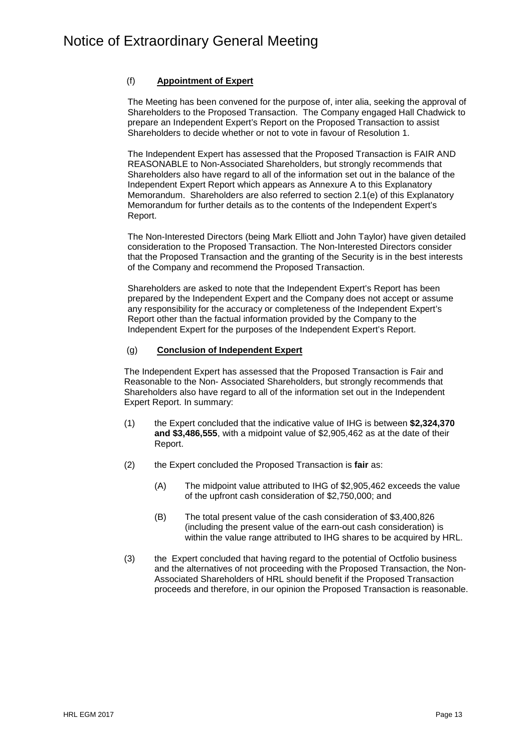### (f) **Appointment of Expert**

The Meeting has been convened for the purpose of, inter alia, seeking the approval of Shareholders to the Proposed Transaction. The Company engaged Hall Chadwick to prepare an Independent Expert's Report on the Proposed Transaction to assist Shareholders to decide whether or not to vote in favour of Resolution 1.

The Independent Expert has assessed that the Proposed Transaction is FAIR AND REASONABLE to Non-Associated Shareholders, but strongly recommends that Shareholders also have regard to all of the information set out in the balance of the Independent Expert Report which appears as Annexure A to this Explanatory Memorandum. Shareholders are also referred to section 2.1(e) of this Explanatory Memorandum for further details as to the contents of the Independent Expert's Report.

The Non-Interested Directors (being Mark Elliott and John Taylor) have given detailed consideration to the Proposed Transaction. The Non-Interested Directors consider that the Proposed Transaction and the granting of the Security is in the best interests of the Company and recommend the Proposed Transaction.

Shareholders are asked to note that the Independent Expert's Report has been prepared by the Independent Expert and the Company does not accept or assume any responsibility for the accuracy or completeness of the Independent Expert's Report other than the factual information provided by the Company to the Independent Expert for the purposes of the Independent Expert's Report.

### (g) **Conclusion of Independent Expert**

The Independent Expert has assessed that the Proposed Transaction is Fair and Reasonable to the Non- Associated Shareholders, but strongly recommends that Shareholders also have regard to all of the information set out in the Independent Expert Report. In summary:

(1) the Expert concluded that the indicative value of IHG is between **$2,324,370 and $3,486,555**, with a midpoint value of $2,905,462 as at the date of their Report.

(2) the Expert concluded the Proposed Transaction is **fair** as:

  (A) The midpoint value attributed to IHG of $2,905,462 exceeds the value of the upfront cash consideration of $2,750,000; and

  (B) The total present value of the cash consideration of $3,400,826 (including the present value of the earn-out cash consideration) is within the value range attributed to IHG shares to be acquired by HRL.

(3) the Expert concluded that having regard to the potential of Octfolio business and the alternatives of not proceeding with the Proposed Transaction, the Non-Associated Shareholders of HRL should benefit if the Proposed Transaction proceeds and therefore, in our opinion the Proposed Transaction is reasonable.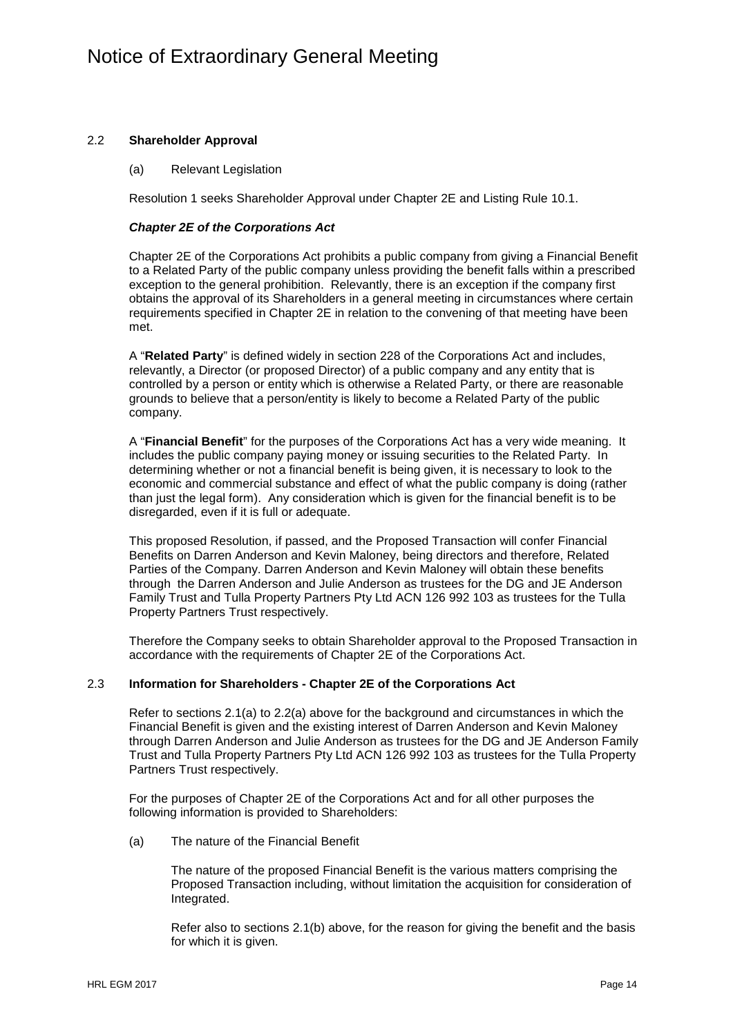### 2.2 **Shareholder Approval**

(a) Relevant Legislation

Resolution 1 seeks Shareholder Approval under Chapter 2E and Listing Rule 10.1.

***Chapter 2E of the Corporations Act***

Chapter 2E of the Corporations Act prohibits a public company from giving a Financial Benefit to a Related Party of the public company unless providing the benefit falls within a prescribed exception to the general prohibition. Relevantly, there is an exception if the company first obtains the approval of its Shareholders in a general meeting in circumstances where certain requirements specified in Chapter 2E in relation to the convening of that meeting have been met.

A "**Related Party**" is defined widely in section 228 of the Corporations Act and includes, relevantly, a Director (or proposed Director) of a public company and any entity that is controlled by a person or entity which is otherwise a Related Party, or there are reasonable grounds to believe that a person/entity is likely to become a Related Party of the public company.

A "**Financial Benefit**" for the purposes of the Corporations Act has a very wide meaning. It includes the public company paying money or issuing securities to the Related Party. In determining whether or not a financial benefit is being given, it is necessary to look to the economic and commercial substance and effect of what the public company is doing (rather than just the legal form). Any consideration which is given for the financial benefit is to be disregarded, even if it is full or adequate.

This proposed Resolution, if passed, and the Proposed Transaction will confer Financial Benefits on Darren Anderson and Kevin Maloney, being directors and therefore, Related Parties of the Company. Darren Anderson and Kevin Maloney will obtain these benefits through the Darren Anderson and Julie Anderson as trustees for the DG and JE Anderson Family Trust and Tulla Property Partners Pty Ltd ACN 126 992 103 as trustees for the Tulla Property Partners Trust respectively.

Therefore the Company seeks to obtain Shareholder approval to the Proposed Transaction in accordance with the requirements of Chapter 2E of the Corporations Act.

### 2.3 **Information for Shareholders - Chapter 2E of the Corporations Act**

Refer to sections 2.1(a) to 2.2(a) above for the background and circumstances in which the Financial Benefit is given and the existing interest of Darren Anderson and Kevin Maloney through Darren Anderson and Julie Anderson as trustees for the DG and JE Anderson Family Trust and Tulla Property Partners Pty Ltd ACN 126 992 103 as trustees for the Tulla Property Partners Trust respectively.

For the purposes of Chapter 2E of the Corporations Act and for all other purposes the following information is provided to Shareholders:

(a) The nature of the Financial Benefit

The nature of the proposed Financial Benefit is the various matters comprising the Proposed Transaction including, without limitation the acquisition for consideration of Integrated.

Refer also to sections 2.1(b) above, for the reason for giving the benefit and the basis for which it is given.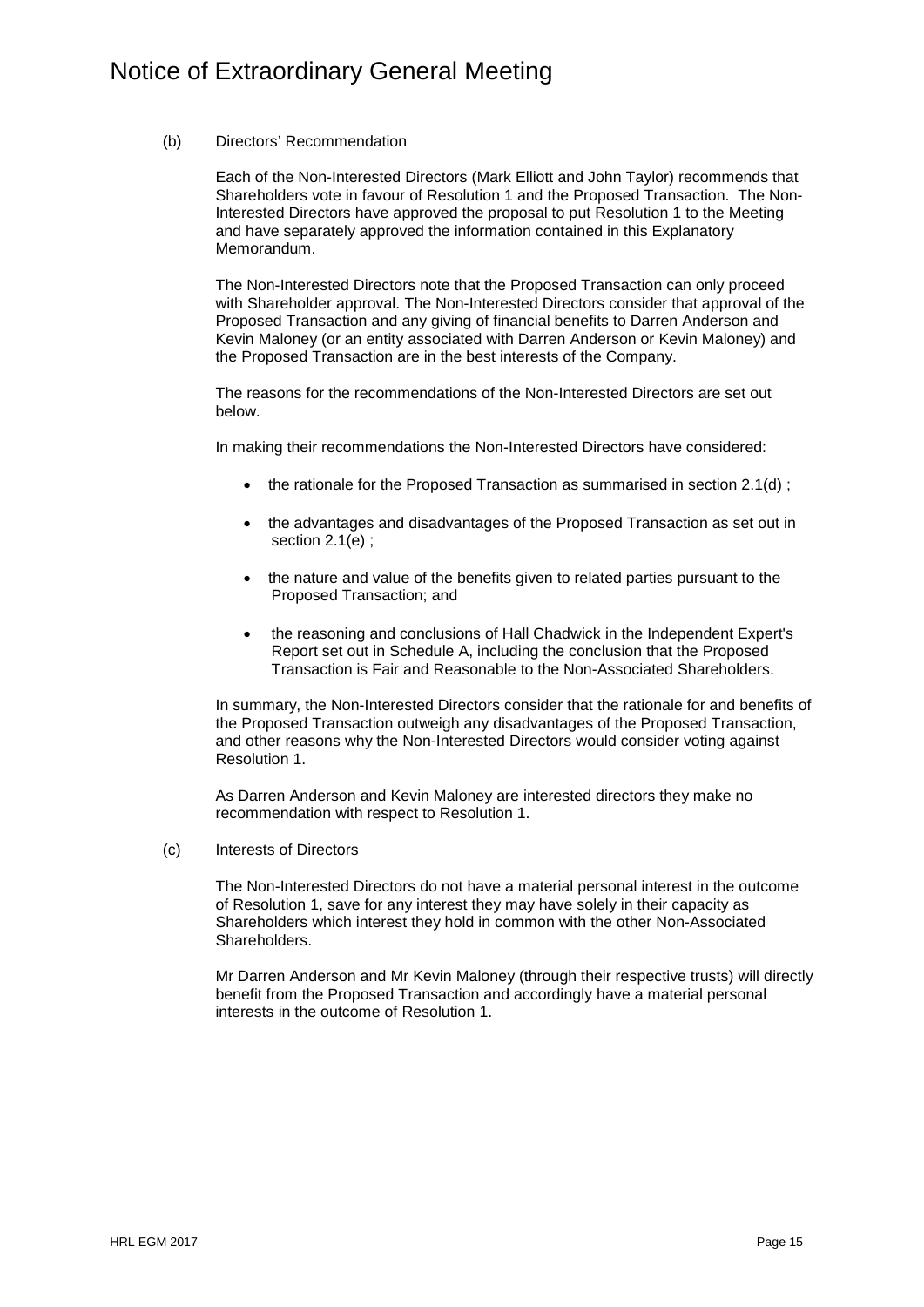(b) Directors' Recommendation

Each of the Non-Interested Directors (Mark Elliott and John Taylor) recommends that Shareholders vote in favour of Resolution 1 and the Proposed Transaction. The Non-Interested Directors have approved the proposal to put Resolution 1 to the Meeting and have separately approved the information contained in this Explanatory Memorandum.

The Non-Interested Directors note that the Proposed Transaction can only proceed with Shareholder approval. The Non-Interested Directors consider that approval of the Proposed Transaction and any giving of financial benefits to Darren Anderson and Kevin Maloney (or an entity associated with Darren Anderson or Kevin Maloney) and the Proposed Transaction are in the best interests of the Company.

The reasons for the recommendations of the Non-Interested Directors are set out below.

In making their recommendations the Non-Interested Directors have considered:

- the rationale for the Proposed Transaction as summarised in section 2.1(d) ;
- the advantages and disadvantages of the Proposed Transaction as set out in section 2.1(e) ;
- the nature and value of the benefits given to related parties pursuant to the Proposed Transaction; and
- the reasoning and conclusions of Hall Chadwick in the Independent Expert's Report set out in Schedule A, including the conclusion that the Proposed Transaction is Fair and Reasonable to the Non-Associated Shareholders.

In summary, the Non-Interested Directors consider that the rationale for and benefits of the Proposed Transaction outweigh any disadvantages of the Proposed Transaction, and other reasons why the Non-Interested Directors would consider voting against Resolution 1.

As Darren Anderson and Kevin Maloney are interested directors they make no recommendation with respect to Resolution 1.

(c) Interests of Directors

The Non-Interested Directors do not have a material personal interest in the outcome of Resolution 1, save for any interest they may have solely in their capacity as Shareholders which interest they hold in common with the other Non-Associated Shareholders.

Mr Darren Anderson and Mr Kevin Maloney (through their respective trusts) will directly benefit from the Proposed Transaction and accordingly have a material personal interests in the outcome of Resolution 1.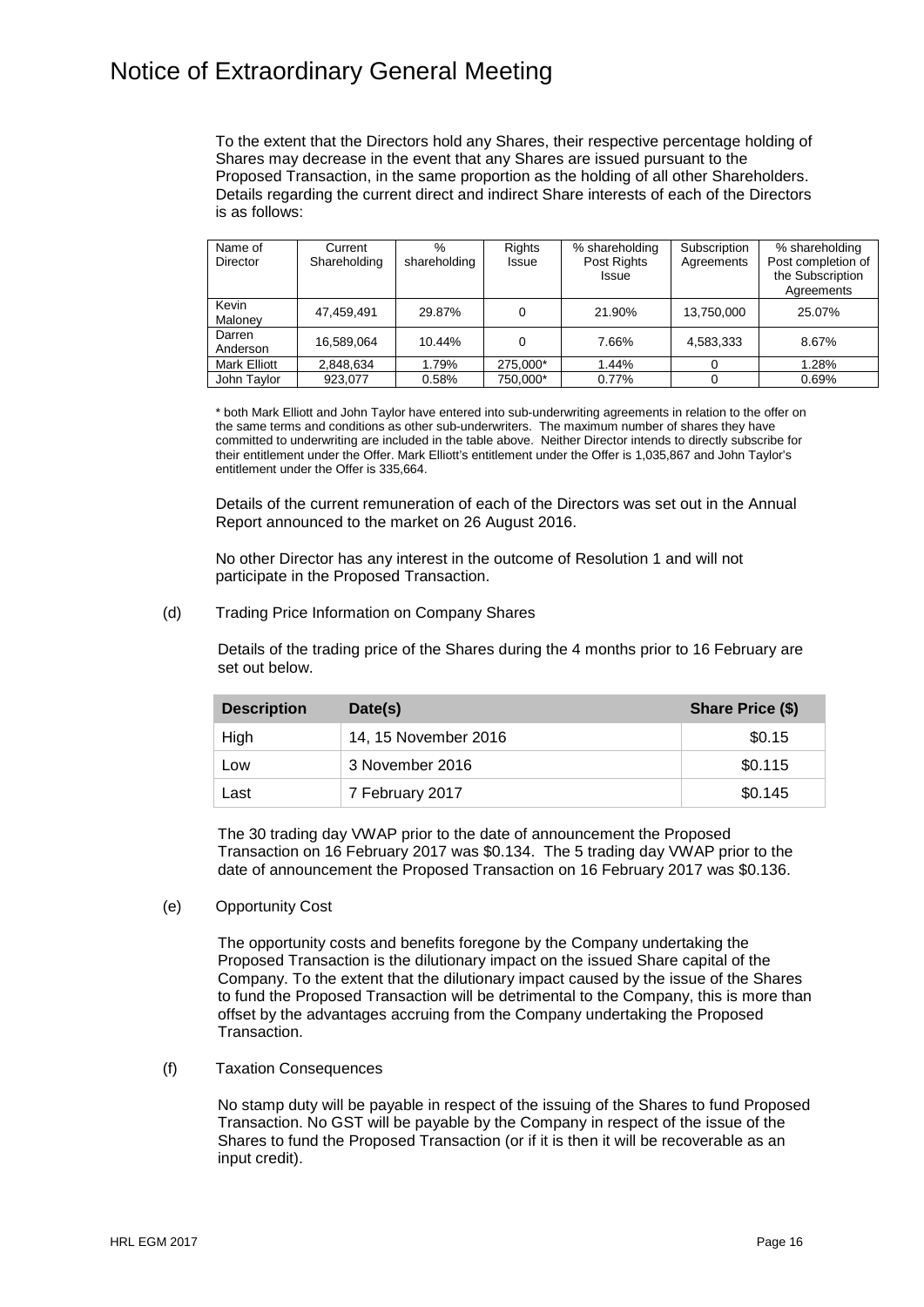# Notice of Extraordinary General Meeting

To the extent that the Directors hold any Shares, their respective percentage holding of Shares may decrease in the event that any Shares are issued pursuant to the Proposed Transaction, in the same proportion as the holding of all other Shareholders. Details regarding the current direct and indirect Share interests of each of the Directors is as follows:

| Name of Director | Current Shareholding | % shareholding | Rights Issue | % shareholding Post Rights Issue | Subscription Agreements | % shareholding Post completion of the Subscription Agreements |
|---|---|---|---|---|---|---|
| Kevin Maloney | 47,459,491 | 29.87% | 0 | 21.90% | 13,750,000 | 25.07% |
| Darren Anderson | 16,589,064 | 10.44% | 0 | 7.66% | 4,583,333 | 8.67% |
| Mark Elliott | 2,848,634 | 1.79% | 275,000* | 1.44% | 0 | 1.28% |
| John Taylor | 923,077 | 0.58% | 750,000* | 0.77% | 0 | 0.69% |

\* both Mark Elliott and John Taylor have entered into sub-underwriting agreements in relation to the offer on the same terms and conditions as other sub-underwriters. The maximum number of shares they have committed to underwriting are included in the table above. Neither Director intends to directly subscribe for their entitlement under the Offer. Mark Elliott's entitlement under the Offer is 1,035,867 and John Taylor's entitlement under the Offer is 335,664.

Details of the current remuneration of each of the Directors was set out in the Annual Report announced to the market on 26 August 2016.

No other Director has any interest in the outcome of Resolution 1 and will not participate in the Proposed Transaction.

(d) Trading Price Information on Company Shares

Details of the trading price of the Shares during the 4 months prior to 16 February are set out below.

| Description | Date(s) | Share Price ($) |
|---|---|---|
| High | 14, 15 November 2016 | $0.15 |
| Low | 3 November 2016 | $0.115 |
| Last | 7 February 2017 | $0.145 |

The 30 trading day VWAP prior to the date of announcement the Proposed Transaction on 16 February 2017 was $0.134. The 5 trading day VWAP prior to the date of announcement the Proposed Transaction on 16 February 2017 was $0.136.

(e) Opportunity Cost

The opportunity costs and benefits foregone by the Company undertaking the Proposed Transaction is the dilutionary impact on the issued Share capital of the Company. To the extent that the dilutionary impact caused by the issue of the Shares to fund the Proposed Transaction will be detrimental to the Company, this is more than offset by the advantages accruing from the Company undertaking the Proposed Transaction.

(f) Taxation Consequences

No stamp duty will be payable in respect of the issuing of the Shares to fund Proposed Transaction. No GST will be payable by the Company in respect of the issue of the Shares to fund the Proposed Transaction (or if it is then it will be recoverable as an input credit).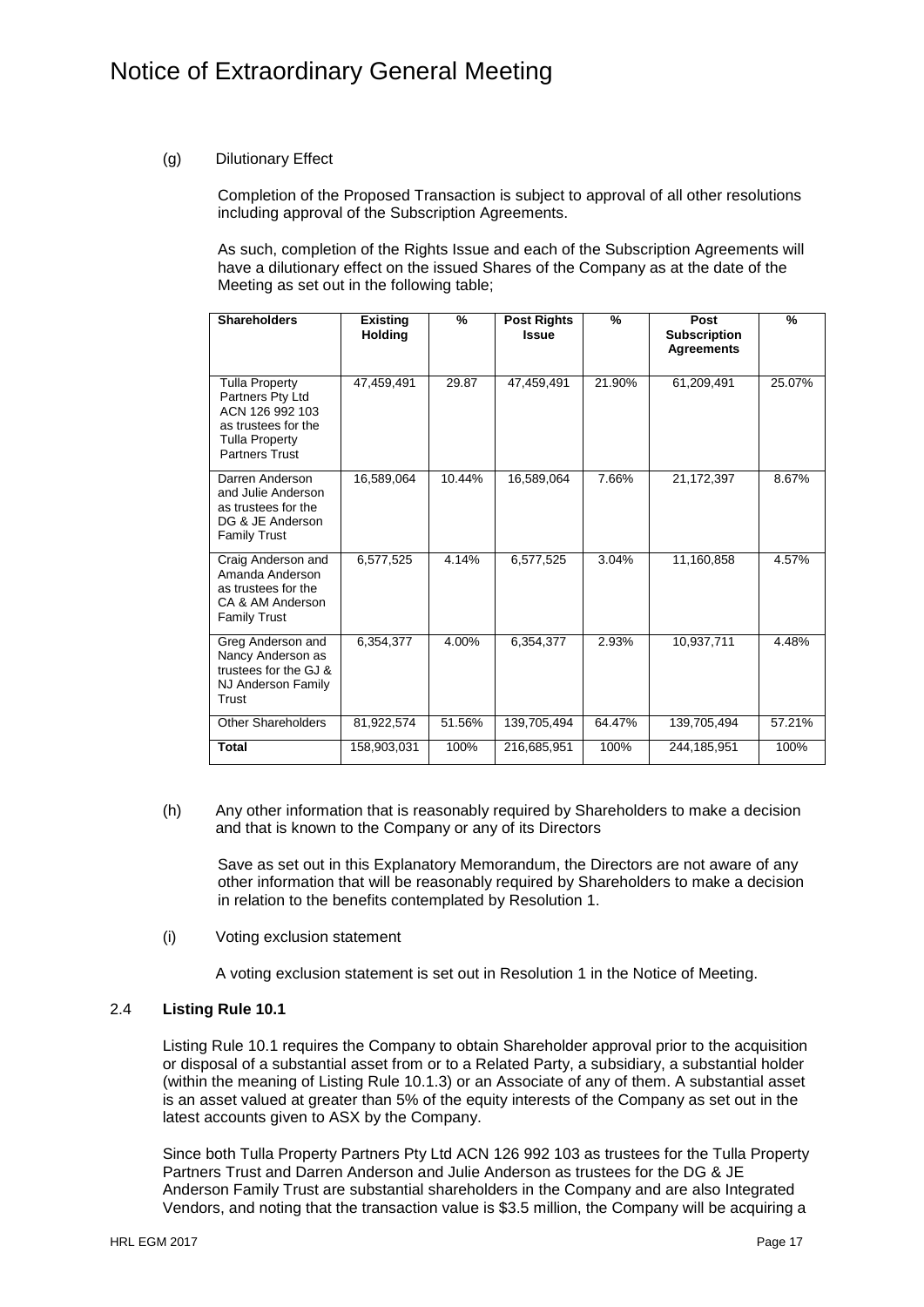(g) Dilutionary Effect

Completion of the Proposed Transaction is subject to approval of all other resolutions including approval of the Subscription Agreements.

As such, completion of the Rights Issue and each of the Subscription Agreements will have a dilutionary effect on the issued Shares of the Company as at the date of the Meeting as set out in the following table;

| Shareholders | Existing Holding | % | Post Rights Issue | % | Post Subscription Agreements | % |
|---|---|---|---|---|---|---|
| Tulla Property Partners Pty Ltd ACN 126 992 103 as trustees for the Tulla Property Partners Trust | 47,459,491 | 29.87 | 47,459,491 | 21.90% | 61,209,491 | 25.07% |
| Darren Anderson and Julie Anderson as trustees for the DG & JE Anderson Family Trust | 16,589,064 | 10.44% | 16,589,064 | 7.66% | 21,172,397 | 8.67% |
| Craig Anderson and Amanda Anderson as trustees for the CA & AM Anderson Family Trust | 6,577,525 | 4.14% | 6,577,525 | 3.04% | 11,160,858 | 4.57% |
| Greg Anderson and Nancy Anderson as trustees for the GJ & NJ Anderson Family Trust | 6,354,377 | 4.00% | 6,354,377 | 2.93% | 10,937,711 | 4.48% |
| Other Shareholders | 81,922,574 | 51.56% | 139,705,494 | 64.47% | 139,705,494 | 57.21% |
| **Total** | 158,903,031 | 100% | 216,685,951 | 100% | 244,185,951 | 100% |

(h) Any other information that is reasonably required by Shareholders to make a decision and that is known to the Company or any of its Directors

Save as set out in this Explanatory Memorandum, the Directors are not aware of any other information that will be reasonably required by Shareholders to make a decision in relation to the benefits contemplated by Resolution 1.

(i) Voting exclusion statement

A voting exclusion statement is set out in Resolution 1 in the Notice of Meeting.

## 2.4 Listing Rule 10.1

Listing Rule 10.1 requires the Company to obtain Shareholder approval prior to the acquisition or disposal of a substantial asset from or to a Related Party, a subsidiary, a substantial holder (within the meaning of Listing Rule 10.1.3) or an Associate of any of them. A substantial asset is an asset valued at greater than 5% of the equity interests of the Company as set out in the latest accounts given to ASX by the Company.

Since both Tulla Property Partners Pty Ltd ACN 126 992 103 as trustees for the Tulla Property Partners Trust and Darren Anderson and Julie Anderson as trustees for the DG & JE Anderson Family Trust are substantial shareholders in the Company and are also Integrated Vendors, and noting that the transaction value is $3.5 million, the Company will be acquiring a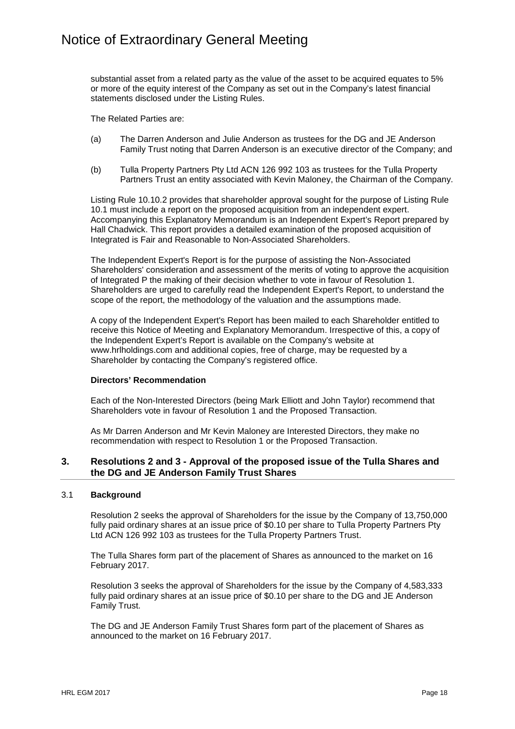substantial asset from a related party as the value of the asset to be acquired equates to 5% or more of the equity interest of the Company as set out in the Company's latest financial statements disclosed under the Listing Rules.

The Related Parties are:

(a) The Darren Anderson and Julie Anderson as trustees for the DG and JE Anderson Family Trust noting that Darren Anderson is an executive director of the Company; and

(b) Tulla Property Partners Pty Ltd ACN 126 992 103 as trustees for the Tulla Property Partners Trust an entity associated with Kevin Maloney, the Chairman of the Company.

Listing Rule 10.10.2 provides that shareholder approval sought for the purpose of Listing Rule 10.1 must include a report on the proposed acquisition from an independent expert. Accompanying this Explanatory Memorandum is an Independent Expert's Report prepared by Hall Chadwick. This report provides a detailed examination of the proposed acquisition of Integrated is Fair and Reasonable to Non-Associated Shareholders.

The Independent Expert's Report is for the purpose of assisting the Non-Associated Shareholders' consideration and assessment of the merits of voting to approve the acquisition of Integrated P the making of their decision whether to vote in favour of Resolution 1. Shareholders are urged to carefully read the Independent Expert's Report, to understand the scope of the report, the methodology of the valuation and the assumptions made.

A copy of the Independent Expert's Report has been mailed to each Shareholder entitled to receive this Notice of Meeting and Explanatory Memorandum. Irrespective of this, a copy of the Independent Expert's Report is available on the Company's website at www.hrlholdings.com and additional copies, free of charge, may be requested by a Shareholder by contacting the Company's registered office.

**Directors' Recommendation**

Each of the Non-Interested Directors (being Mark Elliott and John Taylor) recommend that Shareholders vote in favour of Resolution 1 and the Proposed Transaction.

As Mr Darren Anderson and Mr Kevin Maloney are Interested Directors, they make no recommendation with respect to Resolution 1 or the Proposed Transaction.

## 3. Resolutions 2 and 3 - Approval of the proposed issue of the Tulla Shares and the DG and JE Anderson Family Trust Shares

### 3.1 Background

Resolution 2 seeks the approval of Shareholders for the issue by the Company of 13,750,000 fully paid ordinary shares at an issue price of \$0.10 per share to Tulla Property Partners Pty Ltd ACN 126 992 103 as trustees for the Tulla Property Partners Trust.

The Tulla Shares form part of the placement of Shares as announced to the market on 16 February 2017.

Resolution 3 seeks the approval of Shareholders for the issue by the Company of 4,583,333 fully paid ordinary shares at an issue price of \$0.10 per share to the DG and JE Anderson Family Trust.

The DG and JE Anderson Family Trust Shares form part of the placement of Shares as announced to the market on 16 February 2017.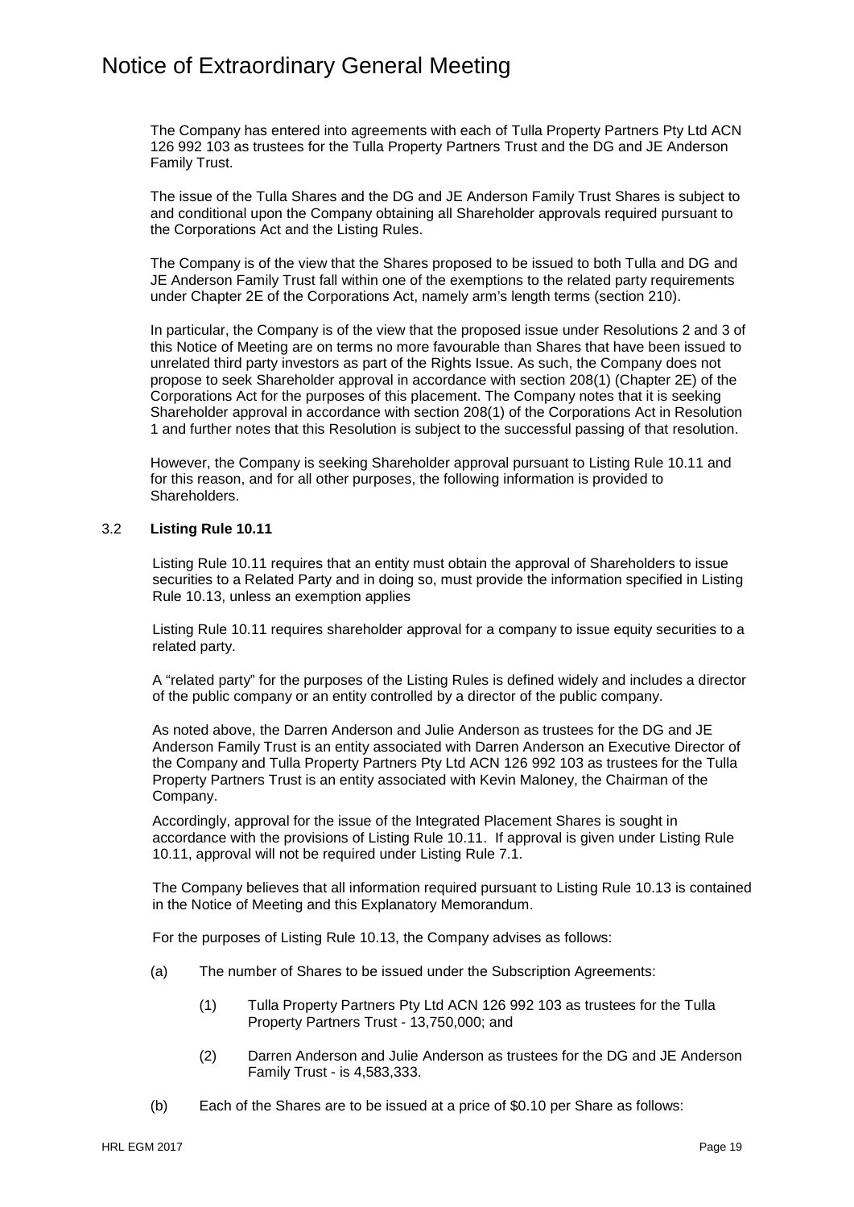The Company has entered into agreements with each of Tulla Property Partners Pty Ltd ACN 126 992 103 as trustees for the Tulla Property Partners Trust and the DG and JE Anderson Family Trust.

The issue of the Tulla Shares and the DG and JE Anderson Family Trust Shares is subject to and conditional upon the Company obtaining all Shareholder approvals required pursuant to the Corporations Act and the Listing Rules.

The Company is of the view that the Shares proposed to be issued to both Tulla and DG and JE Anderson Family Trust fall within one of the exemptions to the related party requirements under Chapter 2E of the Corporations Act, namely arm's length terms (section 210).

In particular, the Company is of the view that the proposed issue under Resolutions 2 and 3 of this Notice of Meeting are on terms no more favourable than Shares that have been issued to unrelated third party investors as part of the Rights Issue. As such, the Company does not propose to seek Shareholder approval in accordance with section 208(1) (Chapter 2E) of the Corporations Act for the purposes of this placement. The Company notes that it is seeking Shareholder approval in accordance with section 208(1) of the Corporations Act in Resolution 1 and further notes that this Resolution is subject to the successful passing of that resolution.

However, the Company is seeking Shareholder approval pursuant to Listing Rule 10.11 and for this reason, and for all other purposes, the following information is provided to Shareholders.

### 3.2 **Listing Rule 10.11**

Listing Rule 10.11 requires that an entity must obtain the approval of Shareholders to issue securities to a Related Party and in doing so, must provide the information specified in Listing Rule 10.13, unless an exemption applies

Listing Rule 10.11 requires shareholder approval for a company to issue equity securities to a related party.

A "related party" for the purposes of the Listing Rules is defined widely and includes a director of the public company or an entity controlled by a director of the public company.

As noted above, the Darren Anderson and Julie Anderson as trustees for the DG and JE Anderson Family Trust is an entity associated with Darren Anderson an Executive Director of the Company and Tulla Property Partners Pty Ltd ACN 126 992 103 as trustees for the Tulla Property Partners Trust is an entity associated with Kevin Maloney, the Chairman of the Company.

Accordingly, approval for the issue of the Integrated Placement Shares is sought in accordance with the provisions of Listing Rule 10.11. If approval is given under Listing Rule 10.11, approval will not be required under Listing Rule 7.1.

The Company believes that all information required pursuant to Listing Rule 10.13 is contained in the Notice of Meeting and this Explanatory Memorandum.

For the purposes of Listing Rule 10.13, the Company advises as follows:

(a) The number of Shares to be issued under the Subscription Agreements:

  (1) Tulla Property Partners Pty Ltd ACN 126 992 103 as trustees for the Tulla Property Partners Trust - 13,750,000; and

  (2) Darren Anderson and Julie Anderson as trustees for the DG and JE Anderson Family Trust - is 4,583,333.

(b) Each of the Shares are to be issued at a price of $0.10 per Share as follows: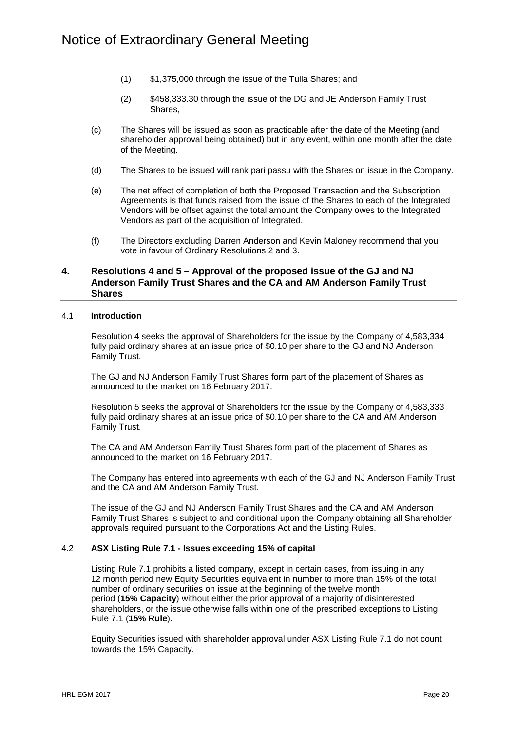(1) $1,375,000 through the issue of the Tulla Shares; and

(2) $458,333.30 through the issue of the DG and JE Anderson Family Trust Shares,

(c) The Shares will be issued as soon as practicable after the date of the Meeting (and shareholder approval being obtained) but in any event, within one month after the date of the Meeting.

(d) The Shares to be issued will rank pari passu with the Shares on issue in the Company.

(e) The net effect of completion of both the Proposed Transaction and the Subscription Agreements is that funds raised from the issue of the Shares to each of the Integrated Vendors will be offset against the total amount the Company owes to the Integrated Vendors as part of the acquisition of Integrated.

(f) The Directors excluding Darren Anderson and Kevin Maloney recommend that you vote in favour of Ordinary Resolutions 2 and 3.

## 4. Resolutions 4 and 5 – Approval of the proposed issue of the GJ and NJ Anderson Family Trust Shares and the CA and AM Anderson Family Trust Shares

### 4.1 Introduction

Resolution 4 seeks the approval of Shareholders for the issue by the Company of 4,583,334 fully paid ordinary shares at an issue price of $0.10 per share to the GJ and NJ Anderson Family Trust.

The GJ and NJ Anderson Family Trust Shares form part of the placement of Shares as announced to the market on 16 February 2017.

Resolution 5 seeks the approval of Shareholders for the issue by the Company of 4,583,333 fully paid ordinary shares at an issue price of $0.10 per share to the CA and AM Anderson Family Trust.

The CA and AM Anderson Family Trust Shares form part of the placement of Shares as announced to the market on 16 February 2017.

The Company has entered into agreements with each of the GJ and NJ Anderson Family Trust and the CA and AM Anderson Family Trust.

The issue of the GJ and NJ Anderson Family Trust Shares and the CA and AM Anderson Family Trust Shares is subject to and conditional upon the Company obtaining all Shareholder approvals required pursuant to the Corporations Act and the Listing Rules.

### 4.2 ASX Listing Rule 7.1 - Issues exceeding 15% of capital

Listing Rule 7.1 prohibits a listed company, except in certain cases, from issuing in any 12 month period new Equity Securities equivalent in number to more than 15% of the total number of ordinary securities on issue at the beginning of the twelve month period (**15% Capacity**) without either the prior approval of a majority of disinterested shareholders, or the issue otherwise falls within one of the prescribed exceptions to Listing Rule 7.1 (**15% Rule**).

Equity Securities issued with shareholder approval under ASX Listing Rule 7.1 do not count towards the 15% Capacity.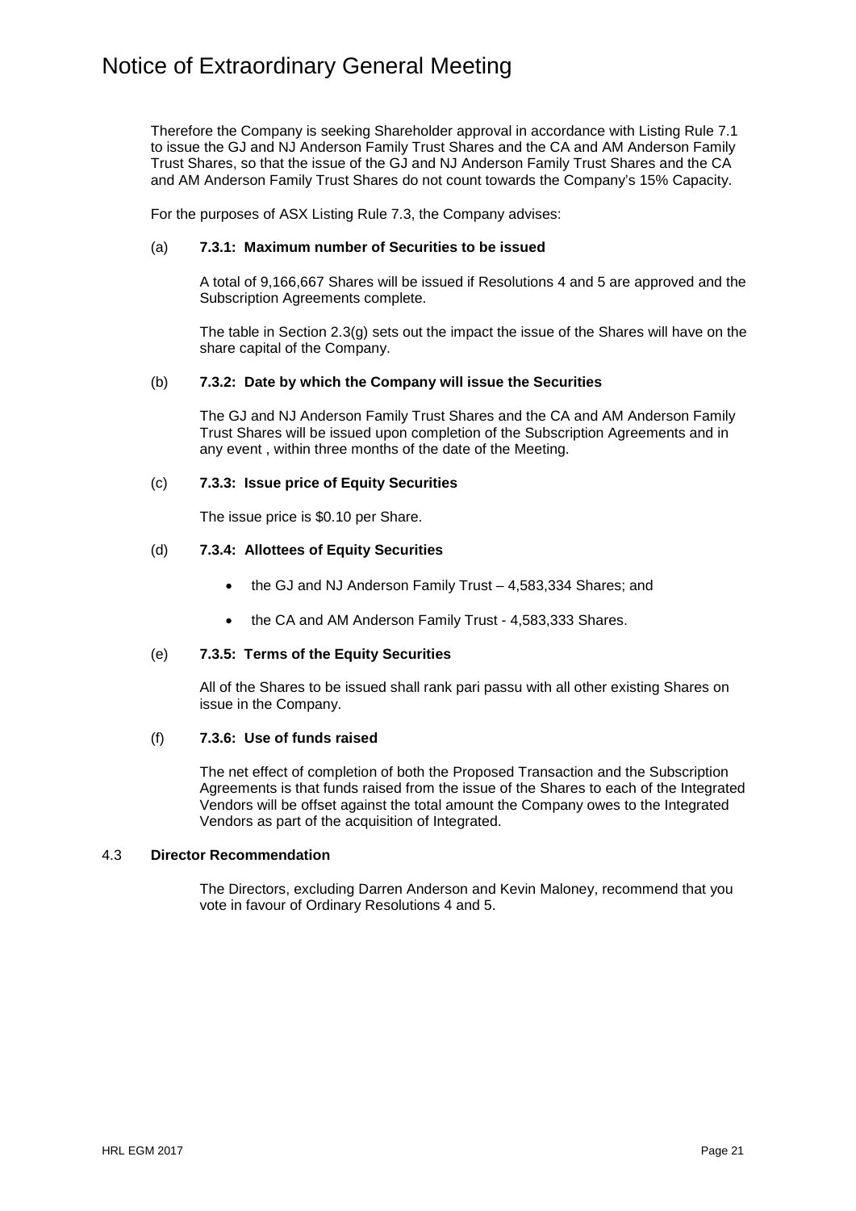Therefore the Company is seeking Shareholder approval in accordance with Listing Rule 7.1 to issue the GJ and NJ Anderson Family Trust Shares and the CA and AM Anderson Family Trust Shares, so that the issue of the GJ and NJ Anderson Family Trust Shares and the CA and AM Anderson Family Trust Shares do not count towards the Company's 15% Capacity.

For the purposes of ASX Listing Rule 7.3, the Company advises:

(a) **7.3.1: Maximum number of Securities to be issued**

A total of 9,166,667 Shares will be issued if Resolutions 4 and 5 are approved and the Subscription Agreements complete.

The table in Section 2.3(g) sets out the impact the issue of the Shares will have on the share capital of the Company.

(b) **7.3.2: Date by which the Company will issue the Securities**

The GJ and NJ Anderson Family Trust Shares and the CA and AM Anderson Family Trust Shares will be issued upon completion of the Subscription Agreements and in any event , within three months of the date of the Meeting.

(c) **7.3.3: Issue price of Equity Securities**

The issue price is $0.10 per Share.

(d) **7.3.4: Allottees of Equity Securities**

- the GJ and NJ Anderson Family Trust – 4,583,334 Shares; and
- the CA and AM Anderson Family Trust - 4,583,333 Shares.

(e) **7.3.5: Terms of the Equity Securities**

All of the Shares to be issued shall rank pari passu with all other existing Shares on issue in the Company.

(f) **7.3.6: Use of funds raised**

The net effect of completion of both the Proposed Transaction and the Subscription Agreements is that funds raised from the issue of the Shares to each of the Integrated Vendors will be offset against the total amount the Company owes to the Integrated Vendors as part of the acquisition of Integrated.

### 4.3 Director Recommendation

The Directors, excluding Darren Anderson and Kevin Maloney, recommend that you vote in favour of Ordinary Resolutions 4 and 5.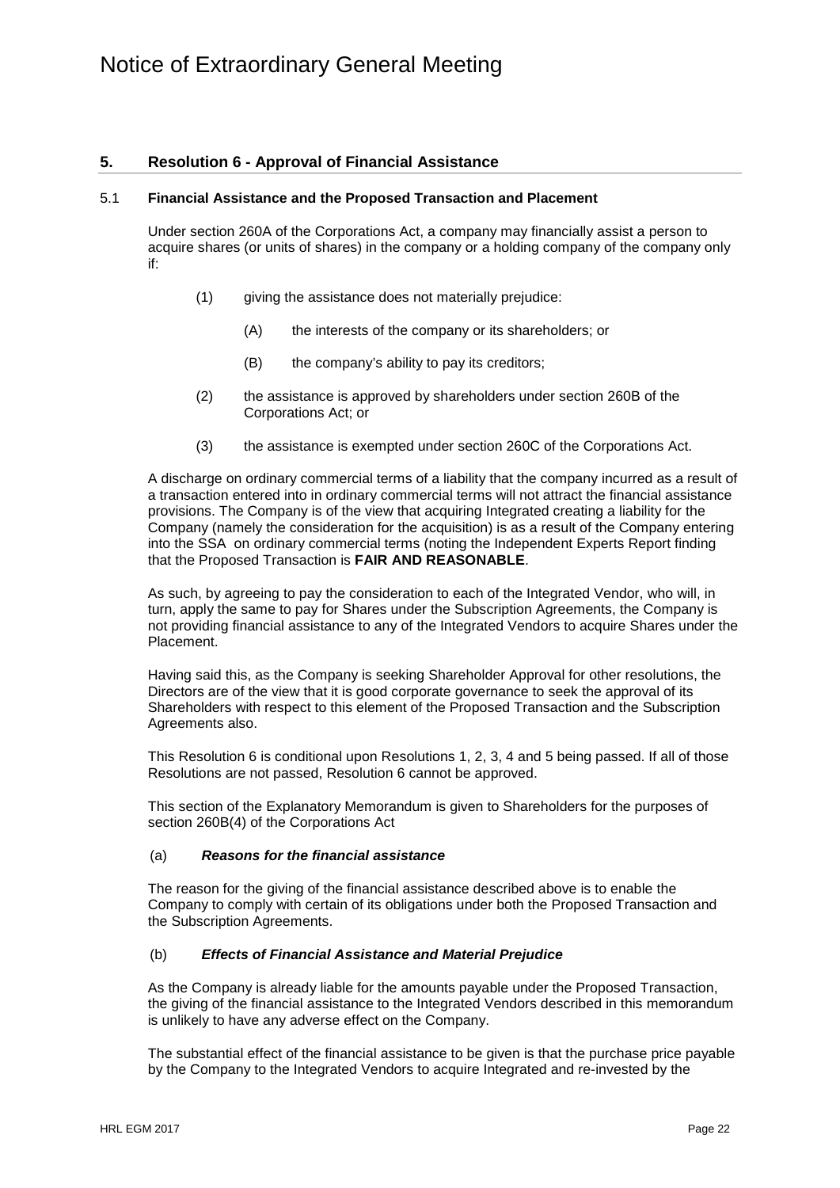## 5. Resolution 6 - Approval of Financial Assistance

### 5.1 Financial Assistance and the Proposed Transaction and Placement

Under section 260A of the Corporations Act, a company may financially assist a person to acquire shares (or units of shares) in the company or a holding company of the company only if:

(1) giving the assistance does not materially prejudice:

(A) the interests of the company or its shareholders; or

(B) the company's ability to pay its creditors;

(2) the assistance is approved by shareholders under section 260B of the Corporations Act; or

(3) the assistance is exempted under section 260C of the Corporations Act.

A discharge on ordinary commercial terms of a liability that the company incurred as a result of a transaction entered into in ordinary commercial terms will not attract the financial assistance provisions. The Company is of the view that acquiring Integrated creating a liability for the Company (namely the consideration for the acquisition) is as a result of the Company entering into the SSA on ordinary commercial terms (noting the Independent Experts Report finding that the Proposed Transaction is **FAIR AND REASONABLE**.

As such, by agreeing to pay the consideration to each of the Integrated Vendor, who will, in turn, apply the same to pay for Shares under the Subscription Agreements, the Company is not providing financial assistance to any of the Integrated Vendors to acquire Shares under the Placement.

Having said this, as the Company is seeking Shareholder Approval for other resolutions, the Directors are of the view that it is good corporate governance to seek the approval of its Shareholders with respect to this element of the Proposed Transaction and the Subscription Agreements also.

This Resolution 6 is conditional upon Resolutions 1, 2, 3, 4 and 5 being passed. If all of those Resolutions are not passed, Resolution 6 cannot be approved.

This section of the Explanatory Memorandum is given to Shareholders for the purposes of section 260B(4) of the Corporations Act

#### (a) *Reasons for the financial assistance*

The reason for the giving of the financial assistance described above is to enable the Company to comply with certain of its obligations under both the Proposed Transaction and the Subscription Agreements.

#### (b) *Effects of Financial Assistance and Material Prejudice*

As the Company is already liable for the amounts payable under the Proposed Transaction, the giving of the financial assistance to the Integrated Vendors described in this memorandum is unlikely to have any adverse effect on the Company.

The substantial effect of the financial assistance to be given is that the purchase price payable by the Company to the Integrated Vendors to acquire Integrated and re-invested by the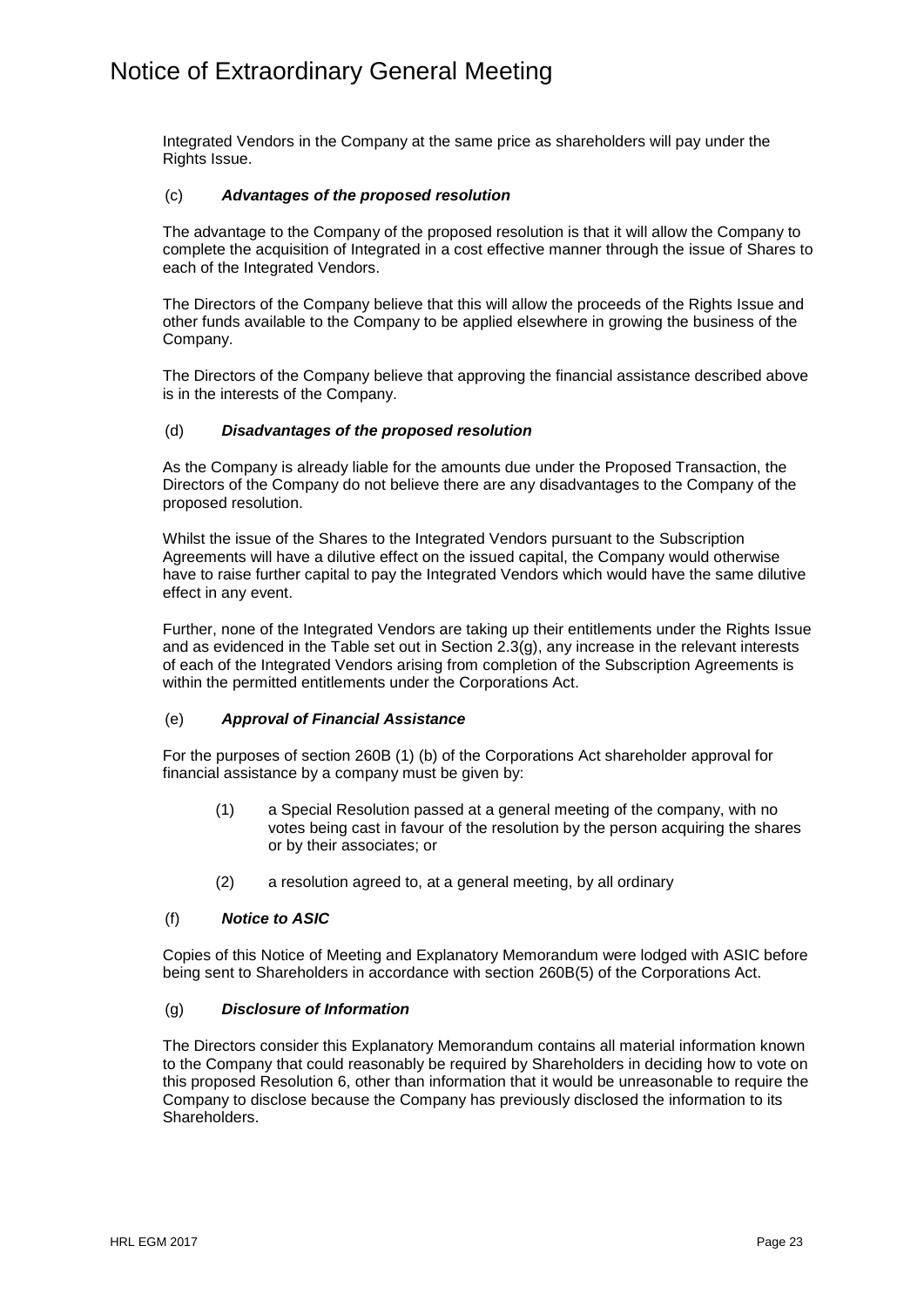Integrated Vendors in the Company at the same price as shareholders will pay under the Rights Issue.

### (c) *Advantages of the proposed resolution*

The advantage to the Company of the proposed resolution is that it will allow the Company to complete the acquisition of Integrated in a cost effective manner through the issue of Shares to each of the Integrated Vendors.

The Directors of the Company believe that this will allow the proceeds of the Rights Issue and other funds available to the Company to be applied elsewhere in growing the business of the Company.

The Directors of the Company believe that approving the financial assistance described above is in the interests of the Company.

### (d) *Disadvantages of the proposed resolution*

As the Company is already liable for the amounts due under the Proposed Transaction, the Directors of the Company do not believe there are any disadvantages to the Company of the proposed resolution.

Whilst the issue of the Shares to the Integrated Vendors pursuant to the Subscription Agreements will have a dilutive effect on the issued capital, the Company would otherwise have to raise further capital to pay the Integrated Vendors which would have the same dilutive effect in any event.

Further, none of the Integrated Vendors are taking up their entitlements under the Rights Issue and as evidenced in the Table set out in Section 2.3(g), any increase in the relevant interests of each of the Integrated Vendors arising from completion of the Subscription Agreements is within the permitted entitlements under the Corporations Act.

### (e) *Approval of Financial Assistance*

For the purposes of section 260B (1) (b) of the Corporations Act shareholder approval for financial assistance by a company must be given by:

(1) a Special Resolution passed at a general meeting of the company, with no votes being cast in favour of the resolution by the person acquiring the shares or by their associates; or

(2) a resolution agreed to, at a general meeting, by all ordinary

### (f) *Notice to ASIC*

Copies of this Notice of Meeting and Explanatory Memorandum were lodged with ASIC before being sent to Shareholders in accordance with section 260B(5) of the Corporations Act.

### (g) *Disclosure of Information*

The Directors consider this Explanatory Memorandum contains all material information known to the Company that could reasonably be required by Shareholders in deciding how to vote on this proposed Resolution 6, other than information that it would be unreasonable to require the Company to disclose because the Company has previously disclosed the information to its Shareholders.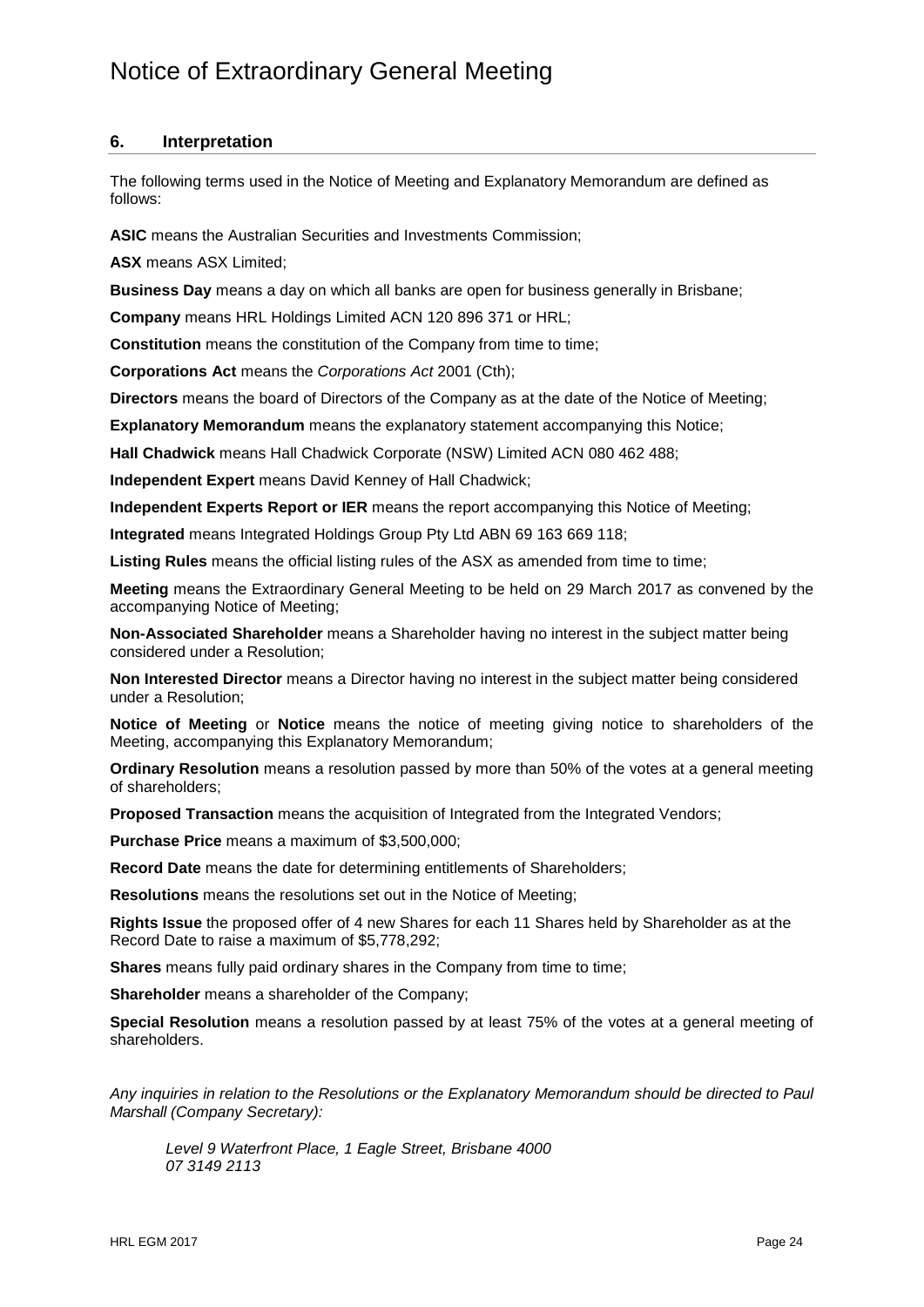# Notice of Extraordinary General Meeting

## 6. Interpretation

The following terms used in the Notice of Meeting and Explanatory Memorandum are defined as follows:

**ASIC** means the Australian Securities and Investments Commission;

**ASX** means ASX Limited;

**Business Day** means a day on which all banks are open for business generally in Brisbane;

**Company** means HRL Holdings Limited ACN 120 896 371 or HRL;

**Constitution** means the constitution of the Company from time to time;

**Corporations Act** means the *Corporations Act* 2001 (Cth);

**Directors** means the board of Directors of the Company as at the date of the Notice of Meeting;

**Explanatory Memorandum** means the explanatory statement accompanying this Notice;

**Hall Chadwick** means Hall Chadwick Corporate (NSW) Limited ACN 080 462 488;

**Independent Expert** means David Kenney of Hall Chadwick;

**Independent Experts Report or IER** means the report accompanying this Notice of Meeting;

**Integrated** means Integrated Holdings Group Pty Ltd ABN 69 163 669 118;

**Listing Rules** means the official listing rules of the ASX as amended from time to time;

**Meeting** means the Extraordinary General Meeting to be held on 29 March 2017 as convened by the accompanying Notice of Meeting;

**Non-Associated Shareholder** means a Shareholder having no interest in the subject matter being considered under a Resolution;

**Non Interested Director** means a Director having no interest in the subject matter being considered under a Resolution;

**Notice of Meeting** or **Notice** means the notice of meeting giving notice to shareholders of the Meeting, accompanying this Explanatory Memorandum;

**Ordinary Resolution** means a resolution passed by more than 50% of the votes at a general meeting of shareholders;

**Proposed Transaction** means the acquisition of Integrated from the Integrated Vendors;

**Purchase Price** means a maximum of $3,500,000;

**Record Date** means the date for determining entitlements of Shareholders;

**Resolutions** means the resolutions set out in the Notice of Meeting;

**Rights Issue** the proposed offer of 4 new Shares for each 11 Shares held by Shareholder as at the Record Date to raise a maximum of $5,778,292;

**Shares** means fully paid ordinary shares in the Company from time to time;

**Shareholder** means a shareholder of the Company;

**Special Resolution** means a resolution passed by at least 75% of the votes at a general meeting of shareholders.

*Any inquiries in relation to the Resolutions or the Explanatory Memorandum should be directed to Paul Marshall (Company Secretary):*

*Level 9 Waterfront Place, 1 Eagle Street, Brisbane 4000*
*07 3149 2113*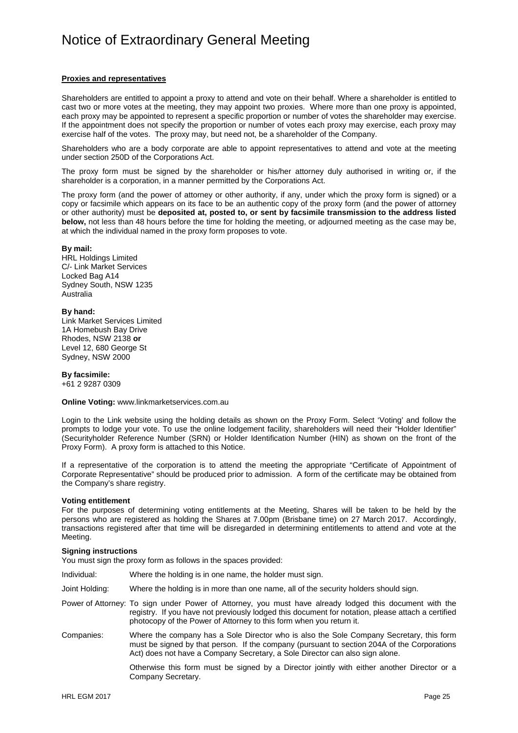# Notice of Extraordinary General Meeting

**Proxies and representatives**

Shareholders are entitled to appoint a proxy to attend and vote on their behalf. Where a shareholder is entitled to cast two or more votes at the meeting, they may appoint two proxies. Where more than one proxy is appointed, each proxy may be appointed to represent a specific proportion or number of votes the shareholder may exercise. If the appointment does not specify the proportion or number of votes each proxy may exercise, each proxy may exercise half of the votes. The proxy may, but need not, be a shareholder of the Company.

Shareholders who are a body corporate are able to appoint representatives to attend and vote at the meeting under section 250D of the Corporations Act.

The proxy form must be signed by the shareholder or his/her attorney duly authorised in writing or, if the shareholder is a corporation, in a manner permitted by the Corporations Act.

The proxy form (and the power of attorney or other authority, if any, under which the proxy form is signed) or a copy or facsimile which appears on its face to be an authentic copy of the proxy form (and the power of attorney or other authority) must be **deposited at, posted to, or sent by facsimile transmission to the address listed below,** not less than 48 hours before the time for holding the meeting, or adjourned meeting as the case may be, at which the individual named in the proxy form proposes to vote.

**By mail:**
HRL Holdings Limited
C/- Link Market Services
Locked Bag A14
Sydney South, NSW 1235
Australia

**By hand:**
Link Market Services Limited
1A Homebush Bay Drive
Rhodes, NSW 2138 **or**
Level 12, 680 George St
Sydney, NSW 2000

**By facsimile:**
+61 2 9287 0309

**Online Voting:** www.linkmarketservices.com.au

Login to the Link website using the holding details as shown on the Proxy Form. Select 'Voting' and follow the prompts to lodge your vote. To use the online lodgement facility, shareholders will need their "Holder Identifier" (Securityholder Reference Number (SRN) or Holder Identification Number (HIN) as shown on the front of the Proxy Form). A proxy form is attached to this Notice.

If a representative of the corporation is to attend the meeting the appropriate "Certificate of Appointment of Corporate Representative" should be produced prior to admission. A form of the certificate may be obtained from the Company's share registry.

**Voting entitlement**

For the purposes of determining voting entitlements at the Meeting, Shares will be taken to be held by the persons who are registered as holding the Shares at 7.00pm (Brisbane time) on 27 March 2017. Accordingly, transactions registered after that time will be disregarded in determining entitlements to attend and vote at the Meeting.

**Signing instructions**

You must sign the proxy form as follows in the spaces provided:

Individual: Where the holding is in one name, the holder must sign.

Joint Holding: Where the holding is in more than one name, all of the security holders should sign.

Power of Attorney: To sign under Power of Attorney, you must have already lodged this document with the registry. If you have not previously lodged this document for notation, please attach a certified photocopy of the Power of Attorney to this form when you return it.

Companies: Where the company has a Sole Director who is also the Sole Company Secretary, this form must be signed by that person. If the company (pursuant to section 204A of the Corporations Act) does not have a Company Secretary, a Sole Director can also sign alone.

Otherwise this form must be signed by a Director jointly with either another Director or a Company Secretary.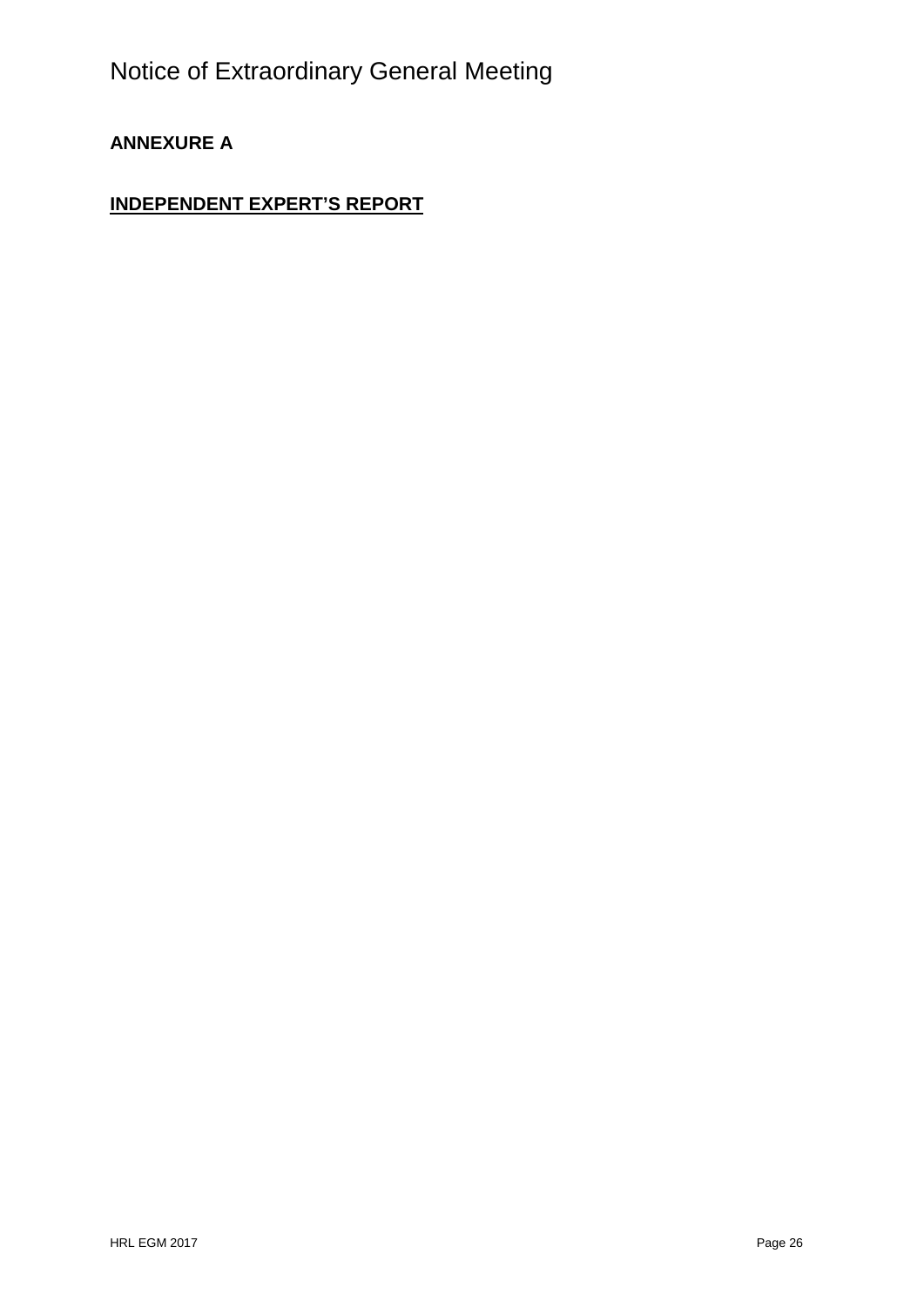## ANNEXURE A

## INDEPENDENT EXPERT'S REPORT